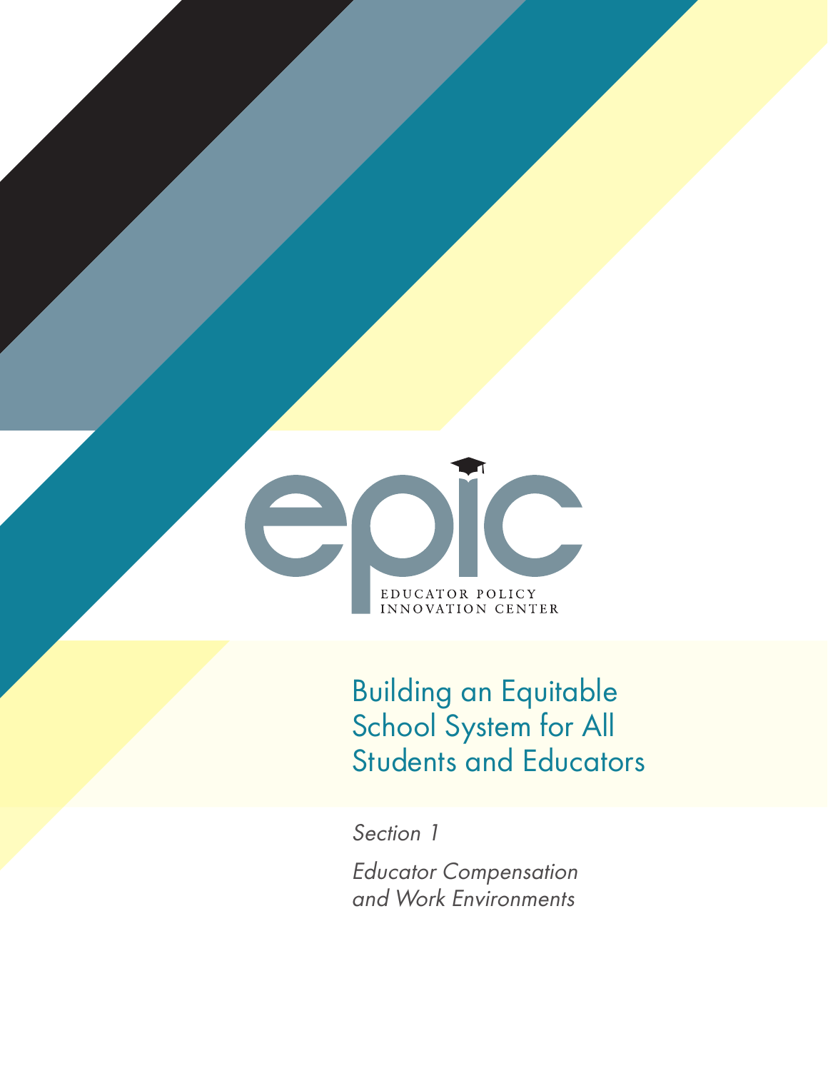epic

EDUCATOR POLICY
INNOVATION CENTER

# Building an Equitable School System for All Students and Educators

*Section 1*

*Educator Compensation and Work Environments*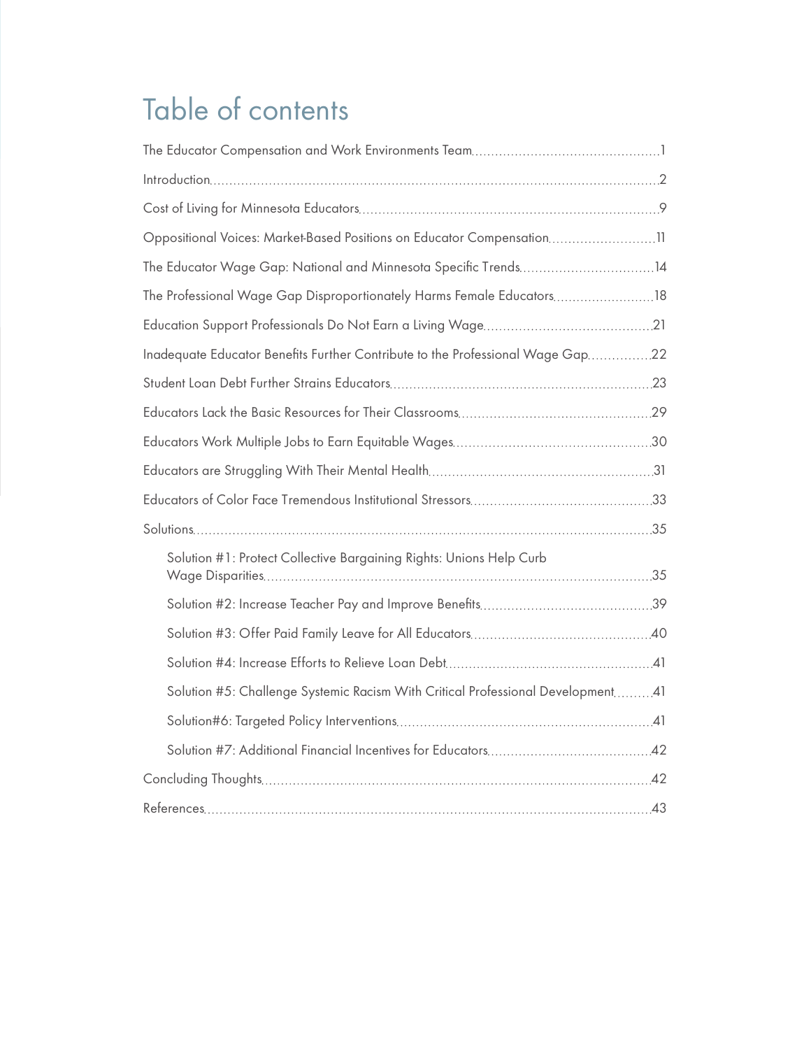# Table of contents

- The Educator Compensation and Work Environments Team ... 1
- Introduction ... 2
- Cost of Living for Minnesota Educators ... 9
- Oppositional Voices: Market-Based Positions on Educator Compensation ... 11
- The Educator Wage Gap: National and Minnesota Specific Trends ... 14
- The Professional Wage Gap Disproportionately Harms Female Educators ... 18
- Education Support Professionals Do Not Earn a Living Wage ... 21
- Inadequate Educator Benefits Further Contribute to the Professional Wage Gap ... 22
- Student Loan Debt Further Strains Educators ... 23
- Educators Lack the Basic Resources for Their Classrooms ... 29
- Educators Work Multiple Jobs to Earn Equitable Wages ... 30
- Educators are Struggling With Their Mental Health ... 31
- Educators of Color Face Tremendous Institutional Stressors ... 33
- Solutions ... 35
  - Solution #1: Protect Collective Bargaining Rights: Unions Help Curb Wage Disparities ... 35
  - Solution #2: Increase Teacher Pay and Improve Benefits ... 39
  - Solution #3: Offer Paid Family Leave for All Educators ... 40
  - Solution #4: Increase Efforts to Relieve Loan Debt ... 41
  - Solution #5: Challenge Systemic Racism With Critical Professional Development ... 41
  - Solution#6: Targeted Policy Interventions ... 41
  - Solution #7: Additional Financial Incentives for Educators ... 42
- Concluding Thoughts ... 42
- References ... 43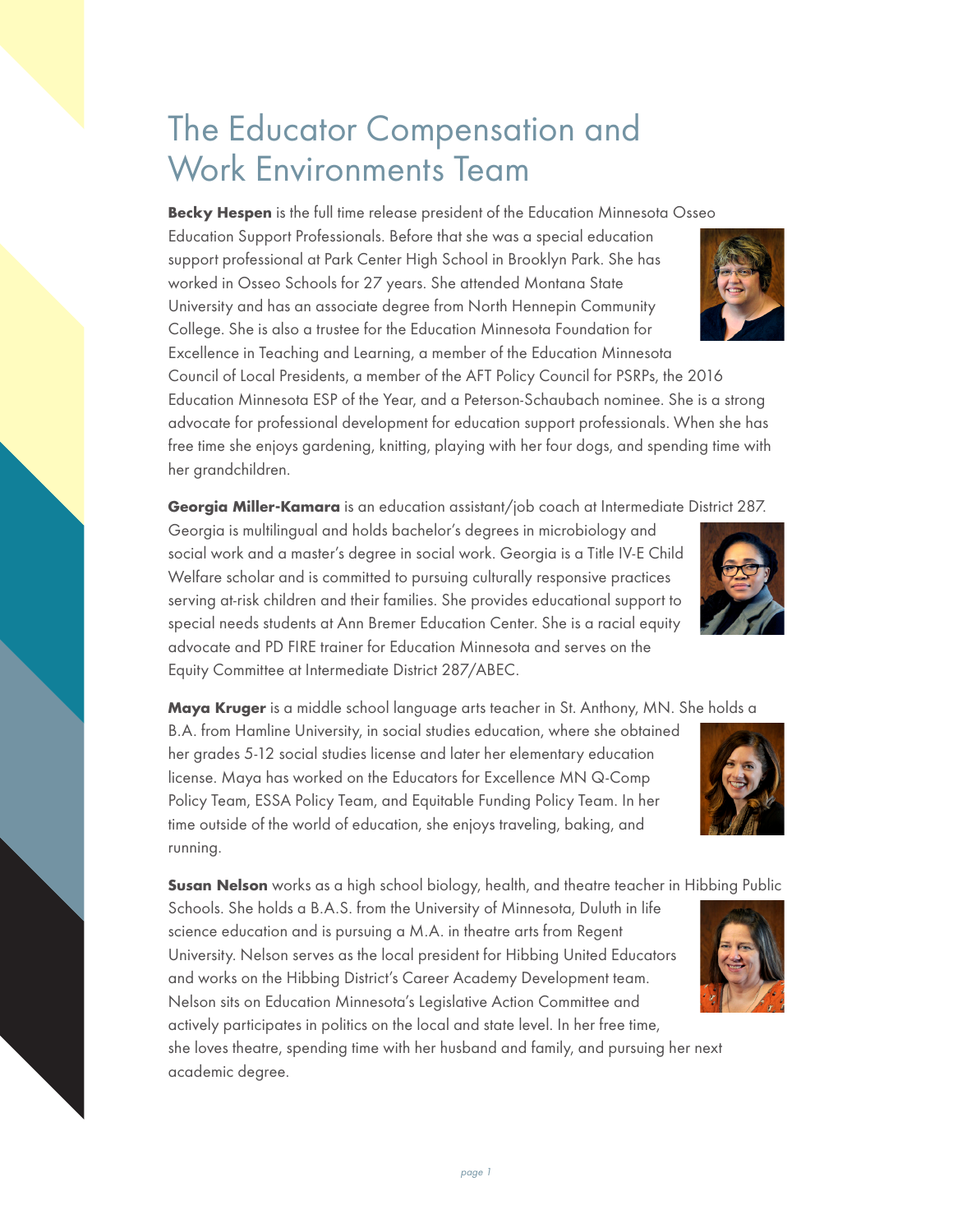# The Educator Compensation and Work Environments Team

**Becky Hespen** is the full time release president of the Education Minnesota Osseo Education Support Professionals. Before that she was a special education support professional at Park Center High School in Brooklyn Park. She has worked in Osseo Schools for 27 years. She attended Montana State University and has an associate degree from North Hennepin Community College. She is also a trustee for the Education Minnesota Foundation for Excellence in Teaching and Learning, a member of the Education Minnesota Council of Local Presidents, a member of the AFT Policy Council for PSRPs, the 2016 Education Minnesota ESP of the Year, and a Peterson-Schaubach nominee. She is a strong advocate for professional development for education support professionals. When she has free time she enjoys gardening, knitting, playing with her four dogs, and spending time with her grandchildren.

**Georgia Miller-Kamara** is an education assistant/job coach at Intermediate District 287. Georgia is multilingual and holds bachelor's degrees in microbiology and social work and a master's degree in social work. Georgia is a Title IV-E Child Welfare scholar and is committed to pursuing culturally responsive practices serving at-risk children and their families. She provides educational support to special needs students at Ann Bremer Education Center. She is a racial equity advocate and PD FIRE trainer for Education Minnesota and serves on the Equity Committee at Intermediate District 287/ABEC.

**Maya Kruger** is a middle school language arts teacher in St. Anthony, MN. She holds a B.A. from Hamline University, in social studies education, where she obtained her grades 5-12 social studies license and later her elementary education license. Maya has worked on the Educators for Excellence MN Q-Comp Policy Team, ESSA Policy Team, and Equitable Funding Policy Team. In her time outside of the world of education, she enjoys traveling, baking, and running.

**Susan Nelson** works as a high school biology, health, and theatre teacher in Hibbing Public Schools. She holds a B.A.S. from the University of Minnesota, Duluth in life science education and is pursuing a M.A. in theatre arts from Regent University. Nelson serves as the local president for Hibbing United Educators and works on the Hibbing District's Career Academy Development team. Nelson sits on Education Minnesota's Legislative Action Committee and actively participates in politics on the local and state level. In her free time, she loves theatre, spending time with her husband and family, and pursuing her next academic degree.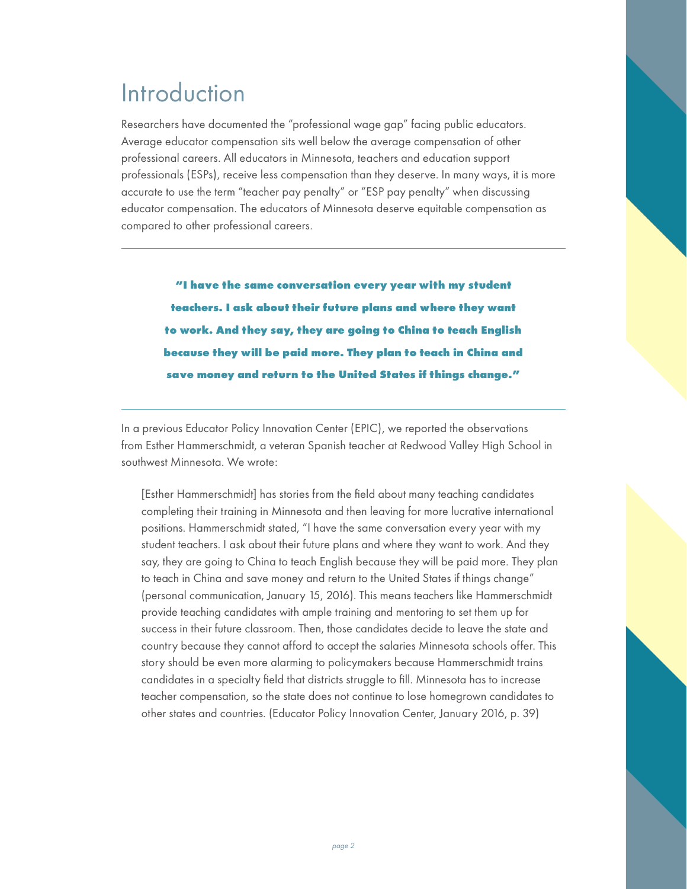# Introduction

Researchers have documented the "professional wage gap" facing public educators. Average educator compensation sits well below the average compensation of other professional careers. All educators in Minnesota, teachers and education support professionals (ESPs), receive less compensation than they deserve. In many ways, it is more accurate to use the term "teacher pay penalty" or "ESP pay penalty" when discussing educator compensation. The educators of Minnesota deserve equitable compensation as compared to other professional careers.

---

**"I have the same conversation every year with my student teachers. I ask about their future plans and where they want to work. And they say, they are going to China to teach English because they will be paid more. They plan to teach in China and save money and return to the United States if things change."**

---

In a previous Educator Policy Innovation Center (EPIC), we reported the observations from Esther Hammerschmidt, a veteran Spanish teacher at Redwood Valley High School in southwest Minnesota. We wrote:

> [Esther Hammerschmidt] has stories from the field about many teaching candidates completing their training in Minnesota and then leaving for more lucrative international positions. Hammerschmidt stated, "I have the same conversation every year with my student teachers. I ask about their future plans and where they want to work. And they say, they are going to China to teach English because they will be paid more. They plan to teach in China and save money and return to the United States if things change" (personal communication, January 15, 2016). This means teachers like Hammerschmidt provide teaching candidates with ample training and mentoring to set them up for success in their future classroom. Then, those candidates decide to leave the state and country because they cannot afford to accept the salaries Minnesota schools offer. This story should be even more alarming to policymakers because Hammerschmidt trains candidates in a specialty field that districts struggle to fill. Minnesota has to increase teacher compensation, so the state does not continue to lose homegrown candidates to other states and countries. (Educator Policy Innovation Center, January 2016, p. 39)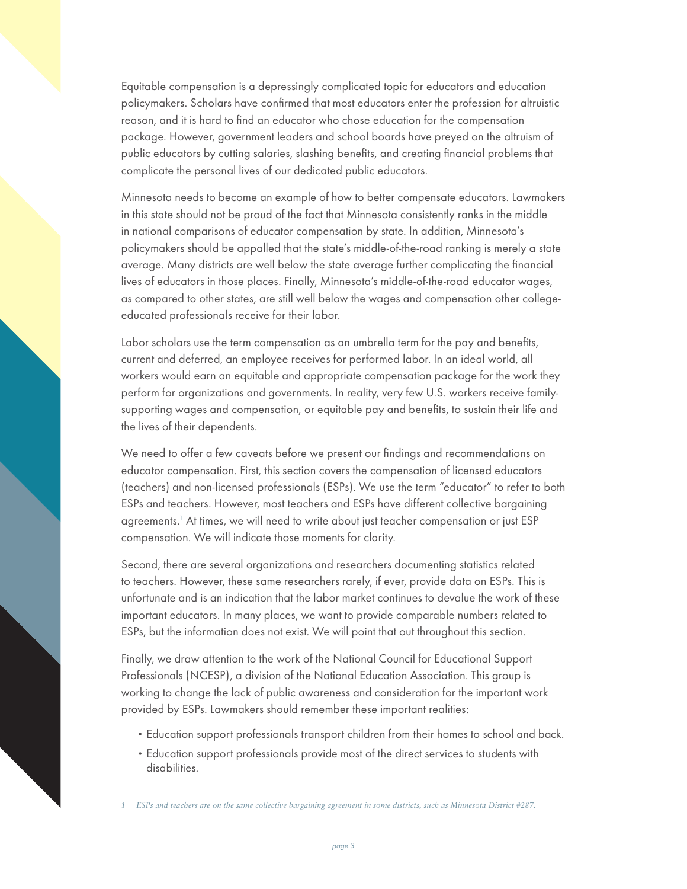Equitable compensation is a depressingly complicated topic for educators and education policymakers. Scholars have confirmed that most educators enter the profession for altruistic reason, and it is hard to find an educator who chose education for the compensation package. However, government leaders and school boards have preyed on the altruism of public educators by cutting salaries, slashing benefits, and creating financial problems that complicate the personal lives of our dedicated public educators.

Minnesota needs to become an example of how to better compensate educators. Lawmakers in this state should not be proud of the fact that Minnesota consistently ranks in the middle in national comparisons of educator compensation by state. In addition, Minnesota's policymakers should be appalled that the state's middle-of-the-road ranking is merely a state average. Many districts are well below the state average further complicating the financial lives of educators in those places. Finally, Minnesota's middle-of-the-road educator wages, as compared to other states, are still well below the wages and compensation other college-educated professionals receive for their labor.

Labor scholars use the term compensation as an umbrella term for the pay and benefits, current and deferred, an employee receives for performed labor. In an ideal world, all workers would earn an equitable and appropriate compensation package for the work they perform for organizations and governments. In reality, very few U.S. workers receive family-supporting wages and compensation, or equitable pay and benefits, to sustain their life and the lives of their dependents.

We need to offer a few caveats before we present our findings and recommendations on educator compensation. First, this section covers the compensation of licensed educators (teachers) and non-licensed professionals (ESPs). We use the term "educator" to refer to both ESPs and teachers. However, most teachers and ESPs have different collective bargaining agreements.[1] At times, we will need to write about just teacher compensation or just ESP compensation. We will indicate those moments for clarity.

Second, there are several organizations and researchers documenting statistics related to teachers. However, these same researchers rarely, if ever, provide data on ESPs. This is unfortunate and is an indication that the labor market continues to devalue the work of these important educators. In many places, we want to provide comparable numbers related to ESPs, but the information does not exist. We will point that out throughout this section.

Finally, we draw attention to the work of the National Council for Educational Support Professionals (NCESP), a division of the National Education Association. This group is working to change the lack of public awareness and consideration for the important work provided by ESPs. Lawmakers should remember these important realities:

- Education support professionals transport children from their homes to school and back.
- Education support professionals provide most of the direct services to students with disabilities.

*1 ESPs and teachers are on the same collective bargaining agreement in some districts, such as Minnesota District #287.*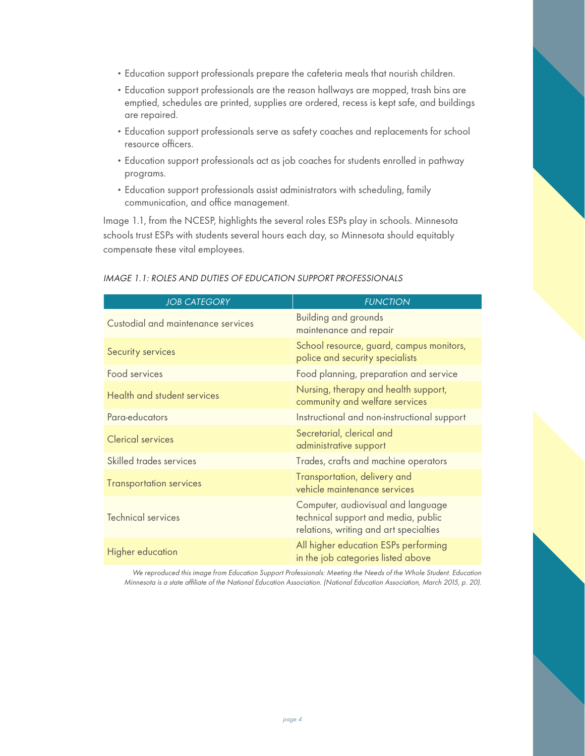- Education support professionals prepare the cafeteria meals that nourish children.
- Education support professionals are the reason hallways are mopped, trash bins are emptied, schedules are printed, supplies are ordered, recess is kept safe, and buildings are repaired.
- Education support professionals serve as safety coaches and replacements for school resource officers.
- Education support professionals act as job coaches for students enrolled in pathway programs.
- Education support professionals assist administrators with scheduling, family communication, and office management.

Image 1.1, from the NCESP, highlights the several roles ESPs play in schools. Minnesota schools trust ESPs with students several hours each day, so Minnesota should equitably compensate these vital employees.

*IMAGE 1.1: ROLES AND DUTIES OF EDUCATION SUPPORT PROFESSIONALS*

| JOB CATEGORY | FUNCTION |
|---|---|
| Custodial and maintenance services | Building and grounds maintenance and repair |
| Security services | School resource, guard, campus monitors, police and security specialists |
| Food services | Food planning, preparation and service |
| Health and student services | Nursing, therapy and health support, community and welfare services |
| Para-educators | Instructional and non-instructional support |
| Clerical services | Secretarial, clerical and administrative support |
| Skilled trades services | Trades, crafts and machine operators |
| Transportation services | Transportation, delivery and vehicle maintenance services |
| Technical services | Computer, audiovisual and language technical support and media, public relations, writing and art specialties |
| Higher education | All higher education ESPs performing in the job categories listed above |

*We reproduced this image from Education Support Professionals: Meeting the Needs of the Whole Student. Education Minnesota is a state affiliate of the National Education Association. (National Education Association, March 2015, p. 20).*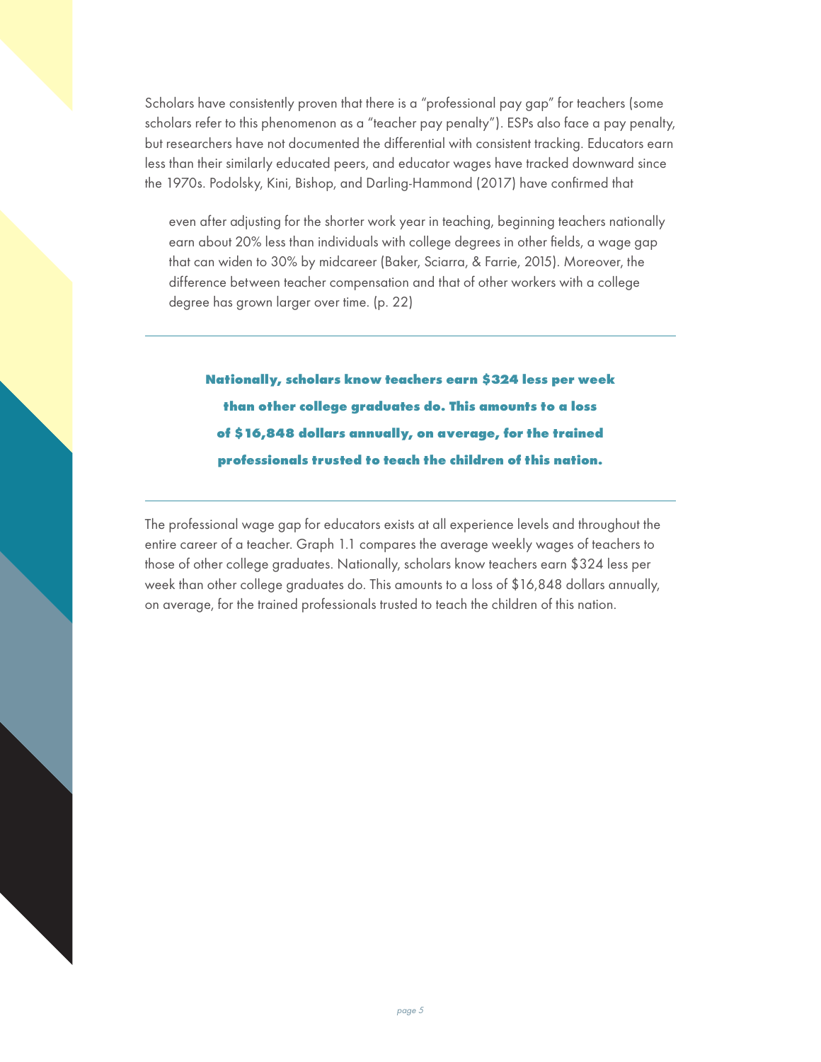Scholars have consistently proven that there is a "professional pay gap" for teachers (some scholars refer to this phenomenon as a "teacher pay penalty"). ESPs also face a pay penalty, but researchers have not documented the differential with consistent tracking. Educators earn less than their similarly educated peers, and educator wages have tracked downward since the 1970s. Podolsky, Kini, Bishop, and Darling-Hammond (2017) have confirmed that

> even after adjusting for the shorter work year in teaching, beginning teachers nationally earn about 20% less than individuals with college degrees in other fields, a wage gap that can widen to 30% by midcareer (Baker, Sciarra, & Farrie, 2015). Moreover, the difference between teacher compensation and that of other workers with a college degree has grown larger over time. (p. 22)

---

**Nationally, scholars know teachers earn $324 less per week than other college graduates do. This amounts to a loss of $16,848 dollars annually, on average, for the trained professionals trusted to teach the children of this nation.**

---

The professional wage gap for educators exists at all experience levels and throughout the entire career of a teacher. Graph 1.1 compares the average weekly wages of teachers to those of other college graduates. Nationally, scholars know teachers earn $324 less per week than other college graduates do. This amounts to a loss of $16,848 dollars annually, on average, for the trained professionals trusted to teach the children of this nation.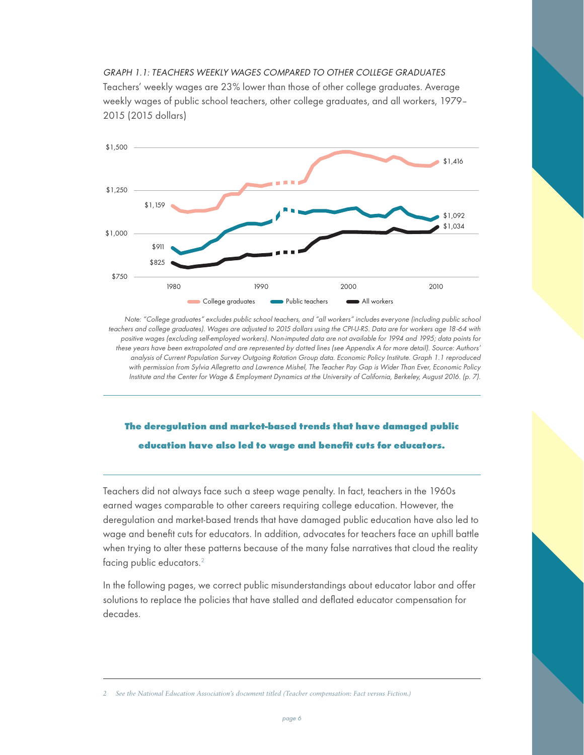*GRAPH 1.1: TEACHERS WEEKLY WAGES COMPARED TO OTHER COLLEGE GRADUATES*

Teachers' weekly wages are 23% lower than those of other college graduates. Average weekly wages of public school teachers, other college graduates, and all workers, 1979–2015 (2015 dollars)

*Note: "College graduates" excludes public school teachers, and "all workers" includes everyone (including public school teachers and college graduates). Wages are adjusted to 2015 dollars using the CPI-U-RS. Data are for workers age 18-64 with positive wages (excluding self-employed workers). Non-imputed data are not available for 1994 and 1995; data points for these years have been extrapolated and are represented by dotted lines (see Appendix A for more detail). Source: Authors' analysis of Current Population Survey Outgoing Rotation Group data. Economic Policy Institute. Graph 1.1 reproduced with permission from Sylvia Allegretto and Lawrence Mishel, The Teacher Pay Gap is Wider Than Ever, Economic Policy Institute and the Center for Wage & Employment Dynamics at the University of California, Berkeley, August 2016. (p. 7).*

---

**The deregulation and market-based trends that have damaged public education have also led to wage and benefit cuts for educators.**

---

Teachers did not always face such a steep wage penalty. In fact, teachers in the 1960s earned wages comparable to other careers requiring college education. However, the deregulation and market-based trends that have damaged public education have also led to wage and benefit cuts for educators. In addition, advocates for teachers face an uphill battle when trying to alter these patterns because of the many false narratives that cloud the reality facing public educators.[2]

In the following pages, we correct public misunderstandings about educator labor and offer solutions to replace the policies that have stalled and deflated educator compensation for decades.

---

2 *See the National Education Association's document titled (Teacher compensation: Fact versus Fiction.)*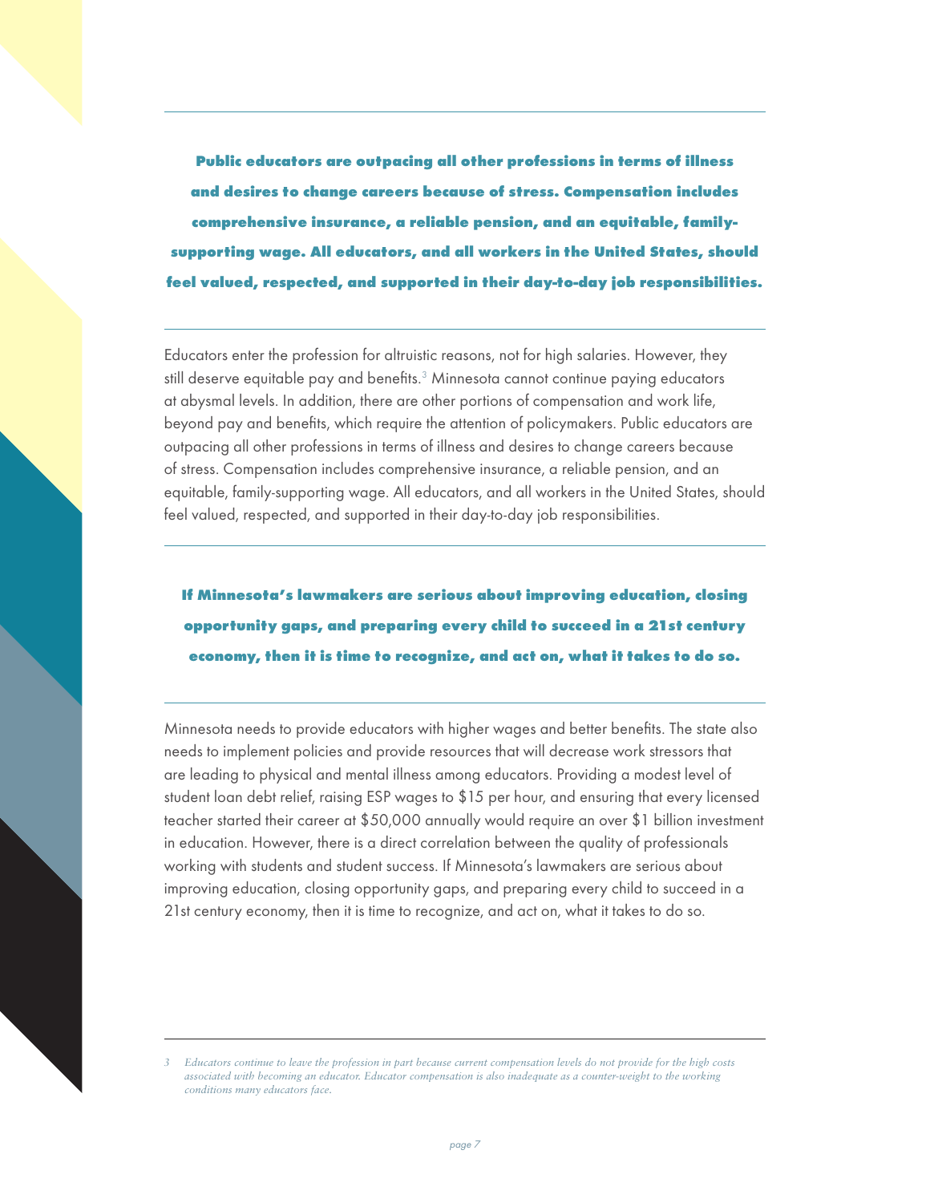**Public educators are outpacing all other professions in terms of illness and desires to change careers because of stress. Compensation includes comprehensive insurance, a reliable pension, and an equitable, family-supporting wage. All educators, and all workers in the United States, should feel valued, respected, and supported in their day-to-day job responsibilities.**

Educators enter the profession for altruistic reasons, not for high salaries. However, they still deserve equitable pay and benefits.[3] Minnesota cannot continue paying educators at abysmal levels. In addition, there are other portions of compensation and work life, beyond pay and benefits, which require the attention of policymakers. Public educators are outpacing all other professions in terms of illness and desires to change careers because of stress. Compensation includes comprehensive insurance, a reliable pension, and an equitable, family-supporting wage. All educators, and all workers in the United States, should feel valued, respected, and supported in their day-to-day job responsibilities.

**If Minnesota's lawmakers are serious about improving education, closing opportunity gaps, and preparing every child to succeed in a 21st century economy, then it is time to recognize, and act on, what it takes to do so.**

Minnesota needs to provide educators with higher wages and better benefits. The state also needs to implement policies and provide resources that will decrease work stressors that are leading to physical and mental illness among educators. Providing a modest level of student loan debt relief, raising ESP wages to $15 per hour, and ensuring that every licensed teacher started their career at $50,000 annually would require an over $1 billion investment in education. However, there is a direct correlation between the quality of professionals working with students and student success. If Minnesota's lawmakers are serious about improving education, closing opportunity gaps, and preparing every child to succeed in a 21st century economy, then it is time to recognize, and act on, what it takes to do so.

*3 Educators continue to leave the profession in part because current compensation levels do not provide for the high costs associated with becoming an educator. Educator compensation is also inadequate as a counter-weight to the working conditions many educators face.*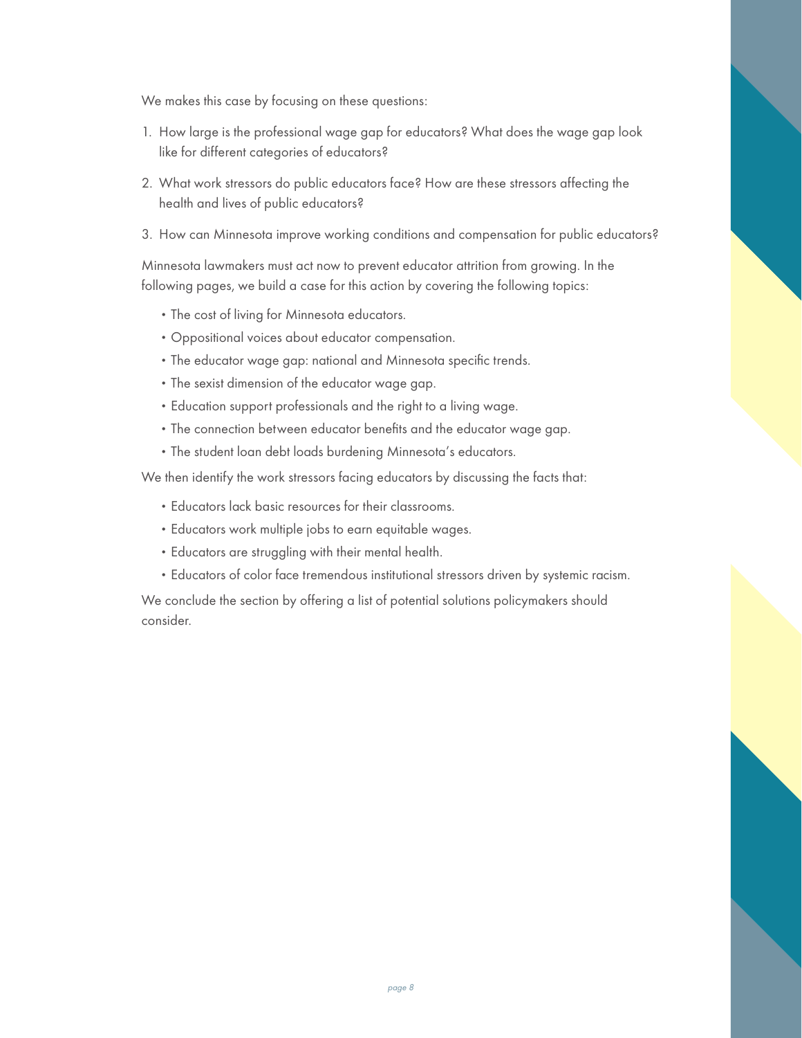We makes this case by focusing on these questions:

1. How large is the professional wage gap for educators? What does the wage gap look like for different categories of educators?
2. What work stressors do public educators face? How are these stressors affecting the health and lives of public educators?
3. How can Minnesota improve working conditions and compensation for public educators?

Minnesota lawmakers must act now to prevent educator attrition from growing. In the following pages, we build a case for this action by covering the following topics:

- The cost of living for Minnesota educators.
- Oppositional voices about educator compensation.
- The educator wage gap: national and Minnesota specific trends.
- The sexist dimension of the educator wage gap.
- Education support professionals and the right to a living wage.
- The connection between educator benefits and the educator wage gap.
- The student loan debt loads burdening Minnesota's educators.

We then identify the work stressors facing educators by discussing the facts that:

- Educators lack basic resources for their classrooms.
- Educators work multiple jobs to earn equitable wages.
- Educators are struggling with their mental health.
- Educators of color face tremendous institutional stressors driven by systemic racism.

We conclude the section by offering a list of potential solutions policymakers should consider.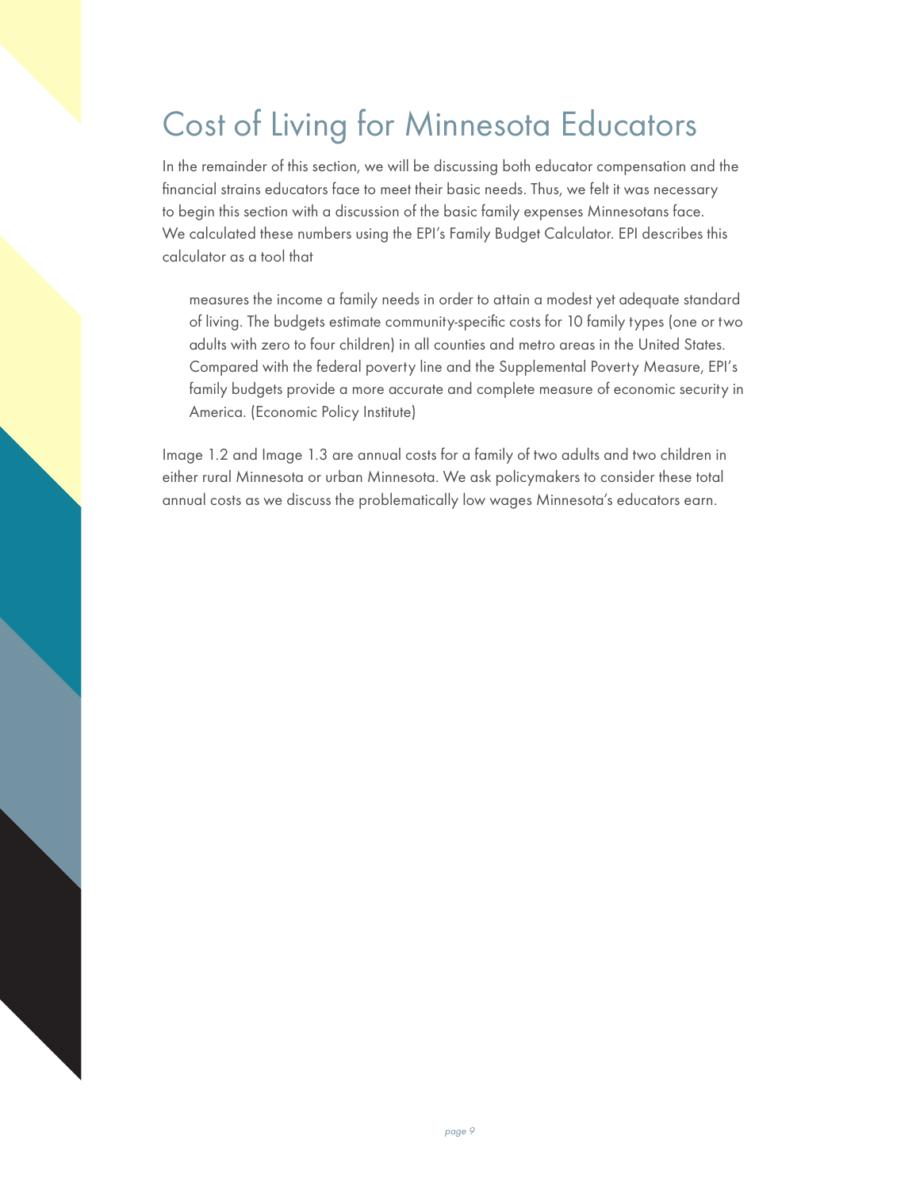# Cost of Living for Minnesota Educators

In the remainder of this section, we will be discussing both educator compensation and the financial strains educators face to meet their basic needs. Thus, we felt it was necessary to begin this section with a discussion of the basic family expenses Minnesotans face. We calculated these numbers using the EPI's Family Budget Calculator. EPI describes this calculator as a tool that

> measures the income a family needs in order to attain a modest yet adequate standard of living. The budgets estimate community-specific costs for 10 family types (one or two adults with zero to four children) in all counties and metro areas in the United States. Compared with the federal poverty line and the Supplemental Poverty Measure, EPI's family budgets provide a more accurate and complete measure of economic security in America. (Economic Policy Institute)

Image 1.2 and Image 1.3 are annual costs for a family of two adults and two children in either rural Minnesota or urban Minnesota. We ask policymakers to consider these total annual costs as we discuss the problematically low wages Minnesota's educators earn.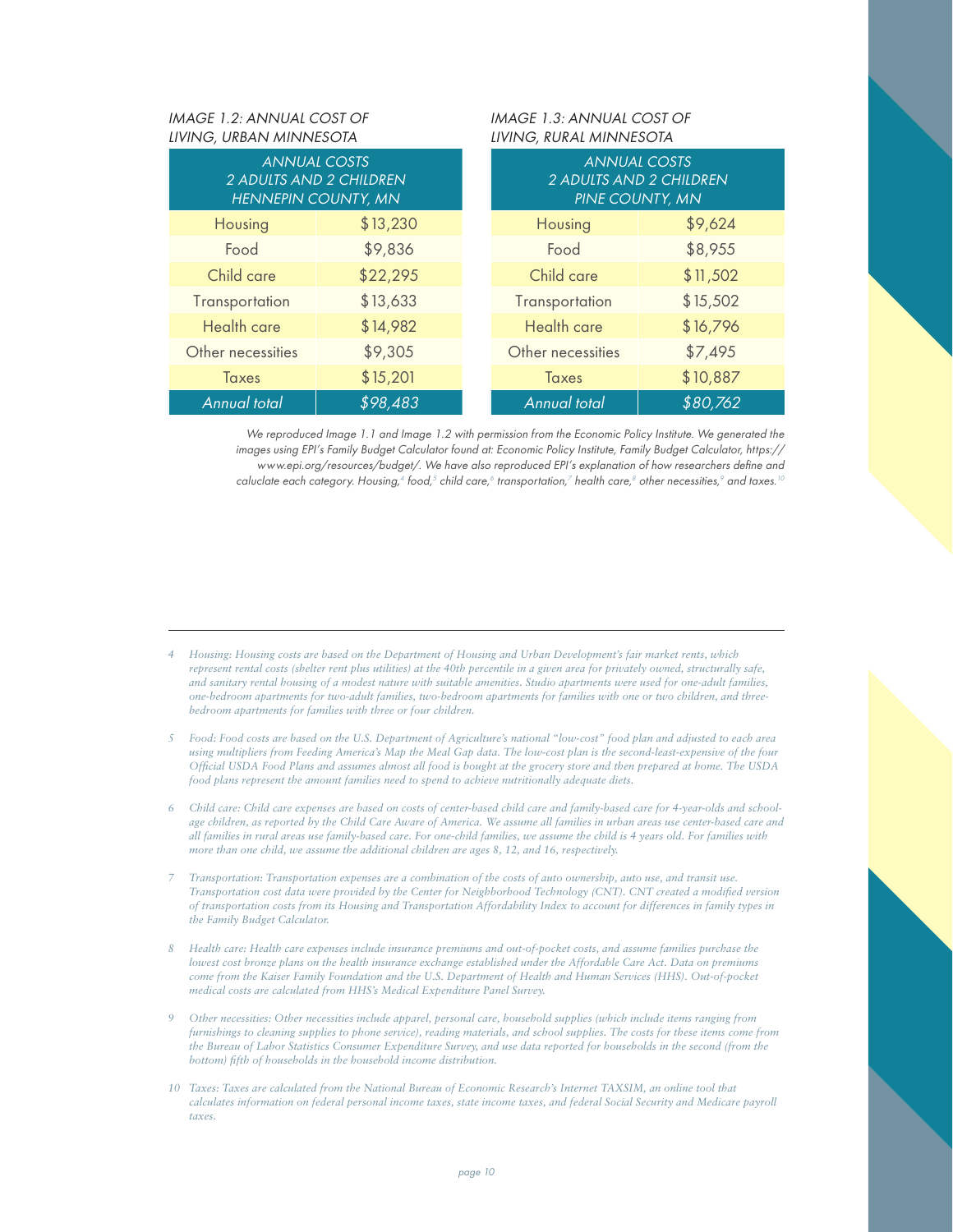*IMAGE 1.2: ANNUAL COST OF LIVING, URBAN MINNESOTA*

| *ANNUAL COSTS 2 ADULTS AND 2 CHILDREN HENNEPIN COUNTY, MN* | |
|---|---|
| Housing | $13,230 |
| Food | $9,836 |
| Child care | $22,295 |
| Transportation | $13,633 |
| Health care | $14,982 |
| Other necessities | $9,305 |
| Taxes | $15,201 |
| *Annual total* | *$98,483* |

*IMAGE 1.3: ANNUAL COST OF LIVING, RURAL MINNESOTA*

| *ANNUAL COSTS 2 ADULTS AND 2 CHILDREN PINE COUNTY, MN* | |
|---|---|
| Housing | $9,624 |
| Food | $8,955 |
| Child care | $11,502 |
| Transportation | $15,502 |
| Health care | $16,796 |
| Other necessities | $7,495 |
| Taxes | $10,887 |
| *Annual total* | *$80,762* |

*We reproduced Image 1.1 and Image 1.2 with permission from the Economic Policy Institute. We generated the images using EPI's Family Budget Calculator found at: Economic Policy Institute, Family Budget Calculator, https://www.epi.org/resources/budget/. We have also reproduced EPI's explanation of how researchers define and caluclate each category. Housing,[4] food,[5] child care,[6] transportation,[7] health care,[8] other necessities,[9] and taxes.[10]*

---

4 *Housing: Housing costs are based on the Department of Housing and Urban Development's fair market rents, which represent rental costs (shelter rent plus utilities) at the 40th percentile in a given area for privately owned, structurally safe, and sanitary rental housing of a modest nature with suitable amenities. Studio apartments were used for one-adult families, one-bedroom apartments for two-adult families, two-bedroom apartments for families with one or two children, and three-bedroom apartments for families with three or four children.*

5 *Food: Food costs are based on the U.S. Department of Agriculture's national "low-cost" food plan and adjusted to each area using multipliers from Feeding America's Map the Meal Gap data. The low-cost plan is the second-least-expensive of the four Official USDA Food Plans and assumes almost all food is bought at the grocery store and then prepared at home. The USDA food plans represent the amount families need to spend to achieve nutritionally adequate diets.*

6 *Child care: Child care expenses are based on costs of center-based child care and family-based care for 4-year-olds and school-age children, as reported by the Child Care Aware of America. We assume all families in urban areas use center-based care and all families in rural areas use family-based care. For one-child families, we assume the child is 4 years old. For families with more than one child, we assume the additional children are ages 8, 12, and 16, respectively.*

7 *Transportation: Transportation expenses are a combination of the costs of auto ownership, auto use, and transit use. Transportation cost data were provided by the Center for Neighborhood Technology (CNT). CNT created a modified version of transportation costs from its Housing and Transportation Affordability Index to account for differences in family types in the Family Budget Calculator.*

8 *Health care: Health care expenses include insurance premiums and out-of-pocket costs, and assume families purchase the lowest cost bronze plans on the health insurance exchange established under the Affordable Care Act. Data on premiums come from the Kaiser Family Foundation and the U.S. Department of Health and Human Services (HHS). Out-of-pocket medical costs are calculated from HHS's Medical Expenditure Panel Survey.*

9 *Other necessities: Other necessities include apparel, personal care, household supplies (which include items ranging from furnishings to cleaning supplies to phone service), reading materials, and school supplies. The costs for these items come from the Bureau of Labor Statistics Consumer Expenditure Survey, and use data reported for households in the second (from the bottom) fifth of households in the household income distribution.*

10 *Taxes: Taxes are calculated from the National Bureau of Economic Research's Internet TAXSIM, an online tool that calculates information on federal personal income taxes, state income taxes, and federal Social Security and Medicare payroll taxes.*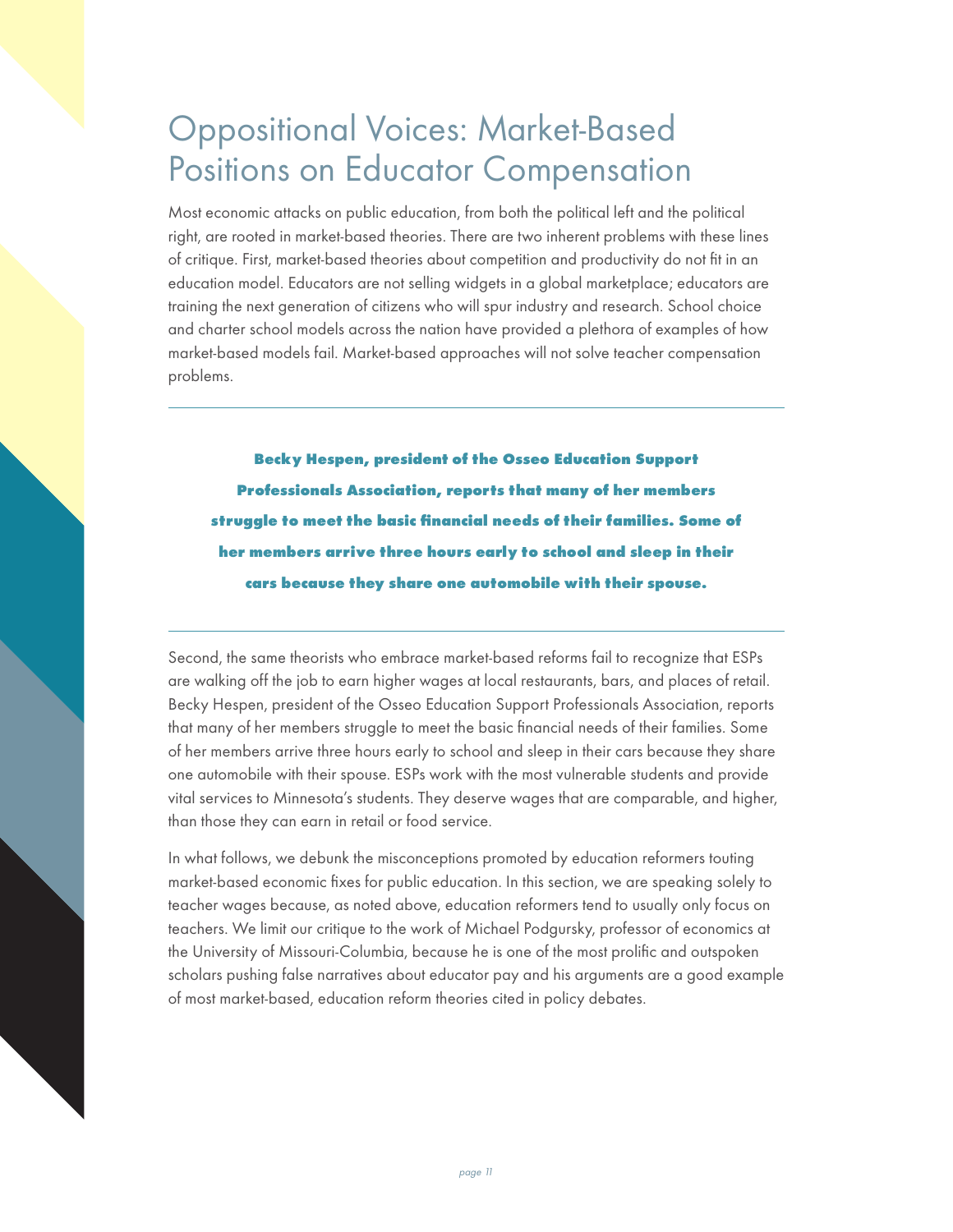# Oppositional Voices: Market-Based Positions on Educator Compensation

Most economic attacks on public education, from both the political left and the political right, are rooted in market-based theories. There are two inherent problems with these lines of critique. First, market-based theories about competition and productivity do not fit in an education model. Educators are not selling widgets in a global marketplace; educators are training the next generation of citizens who will spur industry and research. School choice and charter school models across the nation have provided a plethora of examples of how market-based models fail. Market-based approaches will not solve teacher compensation problems.

---

**Becky Hespen, president of the Osseo Education Support Professionals Association, reports that many of her members struggle to meet the basic financial needs of their families. Some of her members arrive three hours early to school and sleep in their cars because they share one automobile with their spouse.**

---

Second, the same theorists who embrace market-based reforms fail to recognize that ESPs are walking off the job to earn higher wages at local restaurants, bars, and places of retail. Becky Hespen, president of the Osseo Education Support Professionals Association, reports that many of her members struggle to meet the basic financial needs of their families. Some of her members arrive three hours early to school and sleep in their cars because they share one automobile with their spouse. ESPs work with the most vulnerable students and provide vital services to Minnesota's students. They deserve wages that are comparable, and higher, than those they can earn in retail or food service.

In what follows, we debunk the misconceptions promoted by education reformers touting market-based economic fixes for public education. In this section, we are speaking solely to teacher wages because, as noted above, education reformers tend to usually only focus on teachers. We limit our critique to the work of Michael Podgursky, professor of economics at the University of Missouri-Columbia, because he is one of the most prolific and outspoken scholars pushing false narratives about educator pay and his arguments are a good example of most market-based, education reform theories cited in policy debates.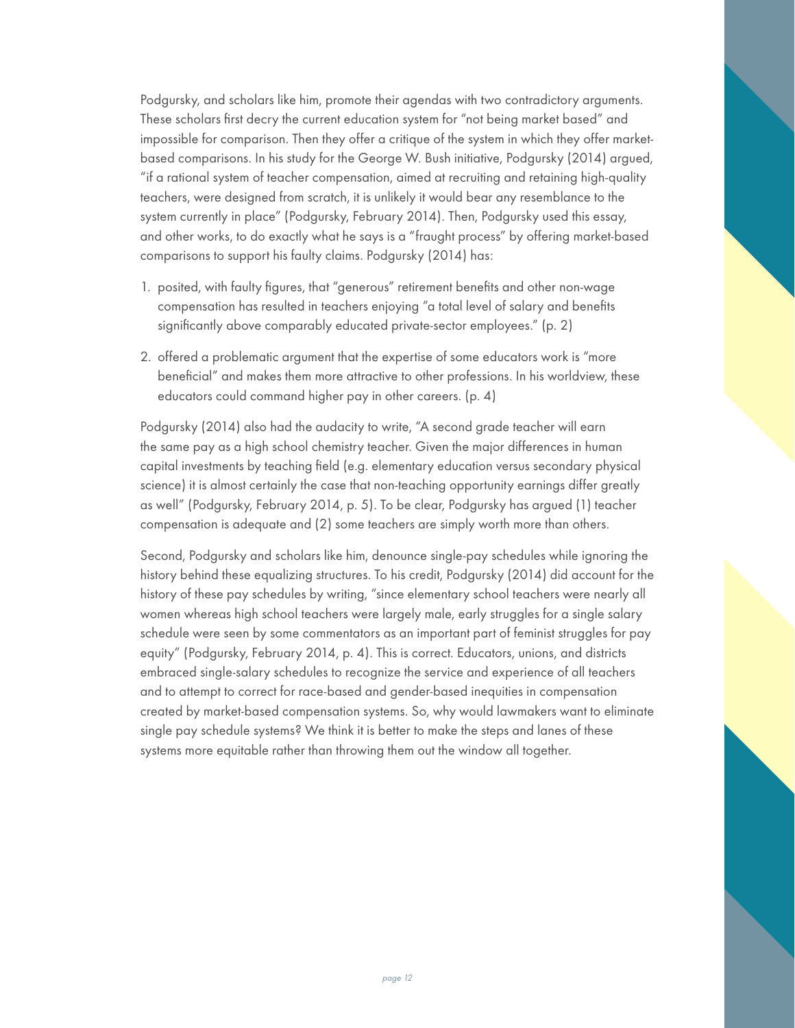Podgursky, and scholars like him, promote their agendas with two contradictory arguments. These scholars first decry the current education system for "not being market based" and impossible for comparison. Then they offer a critique of the system in which they offer market-based comparisons. In his study for the George W. Bush initiative, Podgursky (2014) argued, "if a rational system of teacher compensation, aimed at recruiting and retaining high-quality teachers, were designed from scratch, it is unlikely it would bear any resemblance to the system currently in place" (Podgursky, February 2014). Then, Podgursky used this essay, and other works, to do exactly what he says is a "fraught process" by offering market-based comparisons to support his faulty claims. Podgursky (2014) has:

1. posited, with faulty figures, that "generous" retirement benefits and other non-wage compensation has resulted in teachers enjoying "a total level of salary and benefits significantly above comparably educated private-sector employees." (p. 2)
2. offered a problematic argument that the expertise of some educators work is "more beneficial" and makes them more attractive to other professions. In his worldview, these educators could command higher pay in other careers. (p. 4)

Podgursky (2014) also had the audacity to write, "A second grade teacher will earn the same pay as a high school chemistry teacher. Given the major differences in human capital investments by teaching field (e.g. elementary education versus secondary physical science) it is almost certainly the case that non-teaching opportunity earnings differ greatly as well" (Podgursky, February 2014, p. 5). To be clear, Podgursky has argued (1) teacher compensation is adequate and (2) some teachers are simply worth more than others.

Second, Podgursky and scholars like him, denounce single-pay schedules while ignoring the history behind these equalizing structures. To his credit, Podgursky (2014) did account for the history of these pay schedules by writing, "since elementary school teachers were nearly all women whereas high school teachers were largely male, early struggles for a single salary schedule were seen by some commentators as an important part of feminist struggles for pay equity" (Podgursky, February 2014, p. 4). This is correct. Educators, unions, and districts embraced single-salary schedules to recognize the service and experience of all teachers and to attempt to correct for race-based and gender-based inequities in compensation created by market-based compensation systems. So, why would lawmakers want to eliminate single pay schedule systems? We think it is better to make the steps and lanes of these systems more equitable rather than throwing them out the window all together.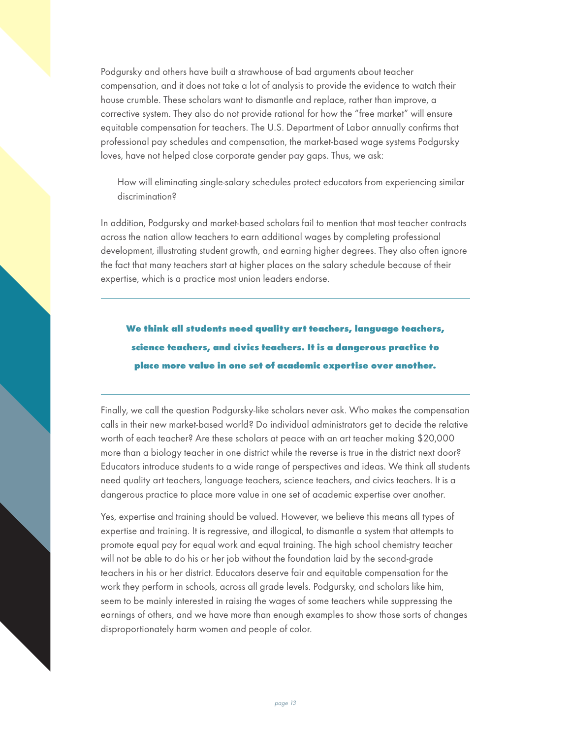Podgursky and others have built a strawhouse of bad arguments about teacher compensation, and it does not take a lot of analysis to provide the evidence to watch their house crumble. These scholars want to dismantle and replace, rather than improve, a corrective system. They also do not provide rational for how the "free market" will ensure equitable compensation for teachers. The U.S. Department of Labor annually confirms that professional pay schedules and compensation, the market-based wage systems Podgursky loves, have not helped close corporate gender pay gaps. Thus, we ask:

> How will eliminating single-salary schedules protect educators from experiencing similar discrimination?

In addition, Podgursky and market-based scholars fail to mention that most teacher contracts across the nation allow teachers to earn additional wages by completing professional development, illustrating student growth, and earning higher degrees. They also often ignore the fact that many teachers start at higher places on the salary schedule because of their expertise, which is a practice most union leaders endorse.

---

**We think all students need quality art teachers, language teachers, science teachers, and civics teachers. It is a dangerous practice to place more value in one set of academic expertise over another.**

---

Finally, we call the question Podgursky-like scholars never ask. Who makes the compensation calls in their new market-based world? Do individual administrators get to decide the relative worth of each teacher? Are these scholars at peace with an art teacher making $20,000 more than a biology teacher in one district while the reverse is true in the district next door? Educators introduce students to a wide range of perspectives and ideas. We think all students need quality art teachers, language teachers, science teachers, and civics teachers. It is a dangerous practice to place more value in one set of academic expertise over another.

Yes, expertise and training should be valued. However, we believe this means all types of expertise and training. It is regressive, and illogical, to dismantle a system that attempts to promote equal pay for equal work and equal training. The high school chemistry teacher will not be able to do his or her job without the foundation laid by the second-grade teachers in his or her district. Educators deserve fair and equitable compensation for the work they perform in schools, across all grade levels. Podgursky, and scholars like him, seem to be mainly interested in raising the wages of some teachers while suppressing the earnings of others, and we have more than enough examples to show those sorts of changes disproportionately harm women and people of color.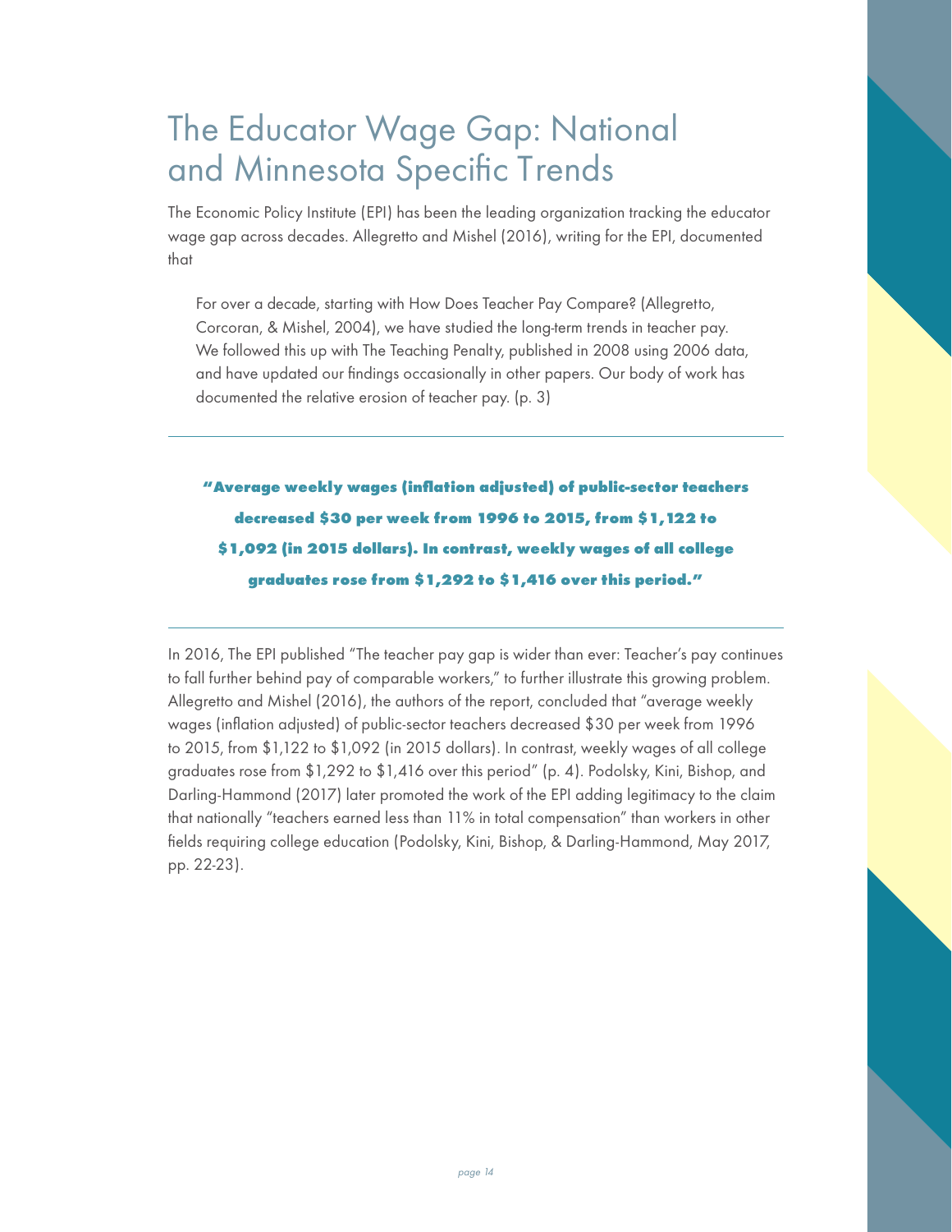# The Educator Wage Gap: National and Minnesota Specific Trends

The Economic Policy Institute (EPI) has been the leading organization tracking the educator wage gap across decades. Allegretto and Mishel (2016), writing for the EPI, documented that

> For over a decade, starting with How Does Teacher Pay Compare? (Allegretto, Corcoran, & Mishel, 2004), we have studied the long-term trends in teacher pay. We followed this up with The Teaching Penalty, published in 2008 using 2006 data, and have updated our findings occasionally in other papers. Our body of work has documented the relative erosion of teacher pay. (p. 3)

---

**"Average weekly wages (inflation adjusted) of public-sector teachers decreased $30 per week from 1996 to 2015, from $1,122 to $1,092 (in 2015 dollars). In contrast, weekly wages of all college graduates rose from $1,292 to $1,416 over this period."**

---

In 2016, The EPI published "The teacher pay gap is wider than ever: Teacher's pay continues to fall further behind pay of comparable workers," to further illustrate this growing problem. Allegretto and Mishel (2016), the authors of the report, concluded that "average weekly wages (inflation adjusted) of public-sector teachers decreased $30 per week from 1996 to 2015, from $1,122 to $1,092 (in 2015 dollars). In contrast, weekly wages of all college graduates rose from $1,292 to $1,416 over this period" (p. 4). Podolsky, Kini, Bishop, and Darling-Hammond (2017) later promoted the work of the EPI adding legitimacy to the claim that nationally "teachers earned less than 11% in total compensation" than workers in other fields requiring college education (Podolsky, Kini, Bishop, & Darling-Hammond, May 2017, pp. 22-23).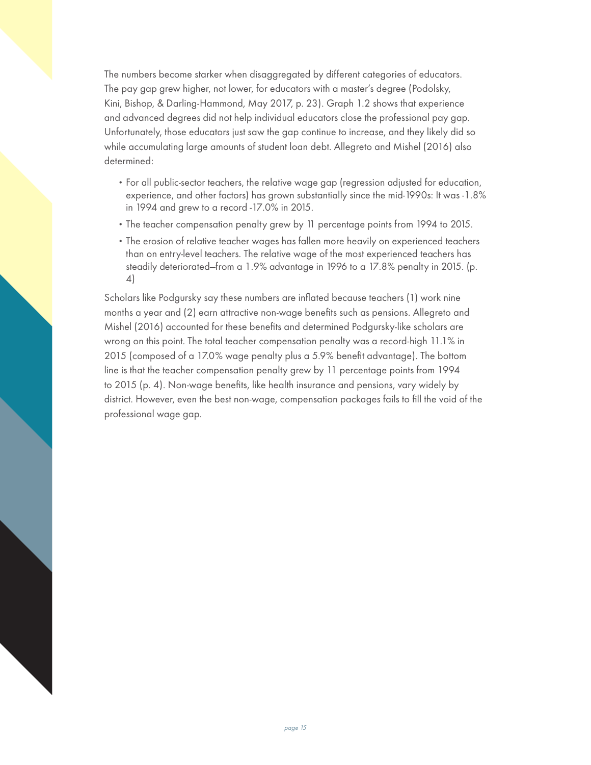The numbers become starker when disaggregated by different categories of educators. The pay gap grew higher, not lower, for educators with a master's degree (Podolsky, Kini, Bishop, & Darling-Hammond, May 2017, p. 23). Graph 1.2 shows that experience and advanced degrees did not help individual educators close the professional pay gap. Unfortunately, those educators just saw the gap continue to increase, and they likely did so while accumulating large amounts of student loan debt. Allegreto and Mishel (2016) also determined:

- For all public-sector teachers, the relative wage gap (regression adjusted for education, experience, and other factors) has grown substantially since the mid-1990s: It was -1.8% in 1994 and grew to a record -17.0% in 2015.
- The teacher compensation penalty grew by 11 percentage points from 1994 to 2015.
- The erosion of relative teacher wages has fallen more heavily on experienced teachers than on entry-level teachers. The relative wage of the most experienced teachers has steadily deteriorated—from a 1.9% advantage in 1996 to a 17.8% penalty in 2015. (p. 4)

Scholars like Podgursky say these numbers are inflated because teachers (1) work nine months a year and (2) earn attractive non-wage benefits such as pensions. Allegreto and Mishel (2016) accounted for these benefits and determined Podgursky-like scholars are wrong on this point. The total teacher compensation penalty was a record-high 11.1% in 2015 (composed of a 17.0% wage penalty plus a 5.9% benefit advantage). The bottom line is that the teacher compensation penalty grew by 11 percentage points from 1994 to 2015 (p. 4). Non-wage benefits, like health insurance and pensions, vary widely by district. However, even the best non-wage, compensation packages fails to fill the void of the professional wage gap.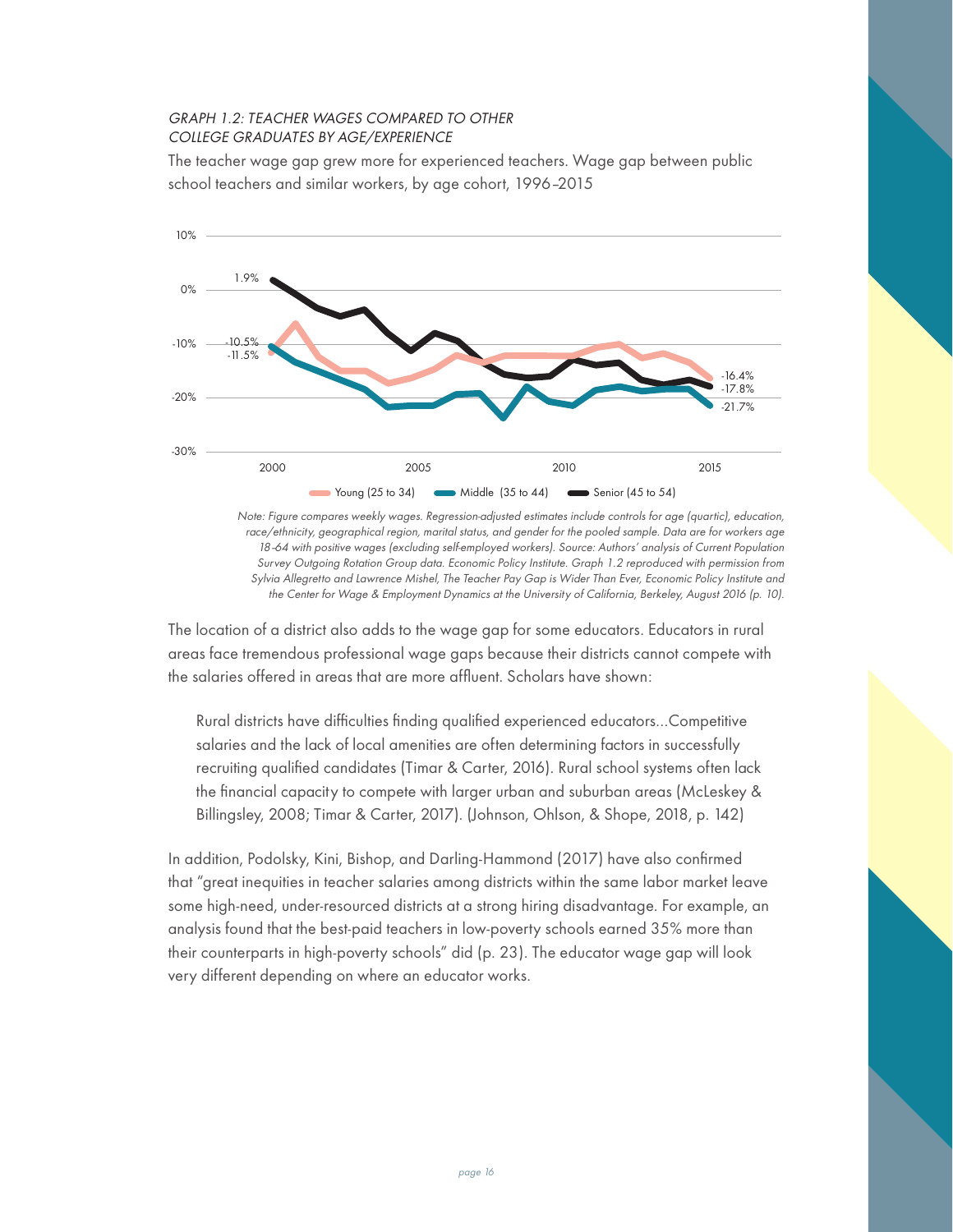*GRAPH 1.2: TEACHER WAGES COMPARED TO OTHER COLLEGE GRADUATES BY AGE/EXPERIENCE*

The teacher wage gap grew more for experienced teachers. Wage gap between public school teachers and similar workers, by age cohort, 1996–2015

*Note: Figure compares weekly wages. Regression-adjusted estimates include controls for age (quartic), education, race/ethnicity, geographical region, marital status, and gender for the pooled sample. Data are for workers age 18-64 with positive wages (excluding self-employed workers). Source: Authors' analysis of Current Population Survey Outgoing Rotation Group data. Economic Policy Institute. Graph 1.2 reproduced with permission from Sylvia Allegretto and Lawrence Mishel, The Teacher Pay Gap is Wider Than Ever, Economic Policy Institute and the Center for Wage & Employment Dynamics at the University of California, Berkeley, August 2016 (p. 10).*

The location of a district also adds to the wage gap for some educators. Educators in rural areas face tremendous professional wage gaps because their districts cannot compete with the salaries offered in areas that are more affluent. Scholars have shown:

> Rural districts have difficulties finding qualified experienced educators...Competitive salaries and the lack of local amenities are often determining factors in successfully recruiting qualified candidates (Timar & Carter, 2016). Rural school systems often lack the financial capacity to compete with larger urban and suburban areas (McLeskey & Billingsley, 2008; Timar & Carter, 2017). (Johnson, Ohlson, & Shope, 2018, p. 142)

In addition, Podolsky, Kini, Bishop, and Darling-Hammond (2017) have also confirmed that "great inequities in teacher salaries among districts within the same labor market leave some high-need, under-resourced districts at a strong hiring disadvantage. For example, an analysis found that the best-paid teachers in low-poverty schools earned 35% more than their counterparts in high-poverty schools" did (p. 23). The educator wage gap will look very different depending on where an educator works.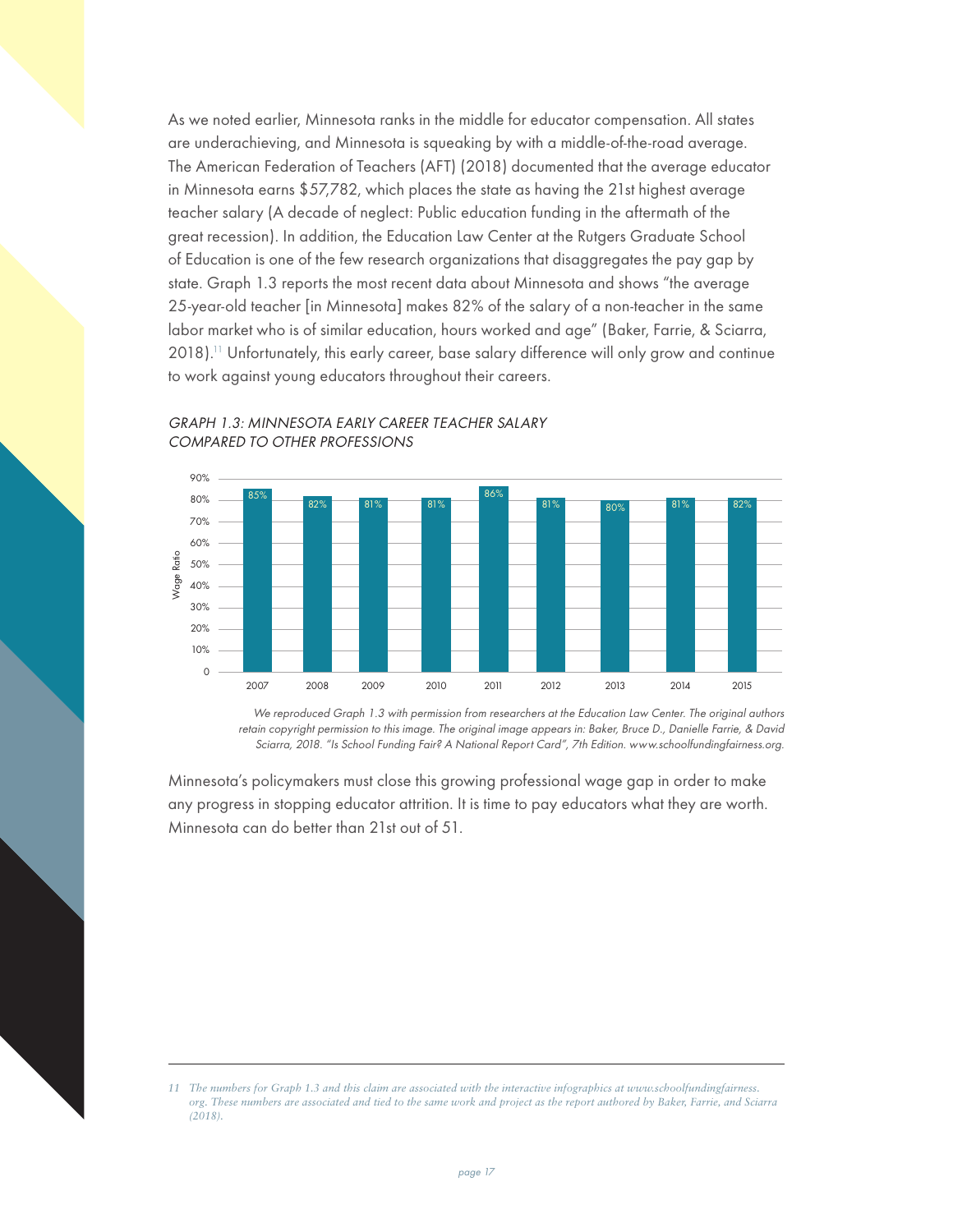As we noted earlier, Minnesota ranks in the middle for educator compensation. All states are underachieving, and Minnesota is squeaking by with a middle-of-the-road average. The American Federation of Teachers (AFT) (2018) documented that the average educator in Minnesota earns $57,782, which places the state as having the 21st highest average teacher salary (A decade of neglect: Public education funding in the aftermath of the great recession). In addition, the Education Law Center at the Rutgers Graduate School of Education is one of the few research organizations that disaggregates the pay gap by state. Graph 1.3 reports the most recent data about Minnesota and shows "the average 25-year-old teacher [in Minnesota] makes 82% of the salary of a non-teacher in the same labor market who is of similar education, hours worked and age" (Baker, Farrie, & Sciarra, 2018).[11] Unfortunately, this early career, base salary difference will only grow and continue to work against young educators throughout their careers.

*GRAPH 1.3: MINNESOTA EARLY CAREER TEACHER SALARY COMPARED TO OTHER PROFESSIONS*

| Year | Wage Ratio |
|---|---|
| 2007 | 85% |
| 2008 | 82% |
| 2009 | 81% |
| 2010 | 81% |
| 2011 | 86% |
| 2012 | 81% |
| 2013 | 80% |
| 2014 | 81% |
| 2015 | 82% |

*We reproduced Graph 1.3 with permission from researchers at the Education Law Center. The original authors retain copyright permission to this image. The original image appears in: Baker, Bruce D., Danielle Farrie, & David Sciarra, 2018. "Is School Funding Fair? A National Report Card", 7th Edition. www.schoolfundingfairness.org.*

Minnesota's policymakers must close this growing professional wage gap in order to make any progress in stopping educator attrition. It is time to pay educators what they are worth. Minnesota can do better than 21st out of 51.

---

[11] *The numbers for Graph 1.3 and this claim are associated with the interactive infographics at www.schoolfundingfairness.org. These numbers are associated and tied to the same work and project as the report authored by Baker, Farrie, and Sciarra (2018).*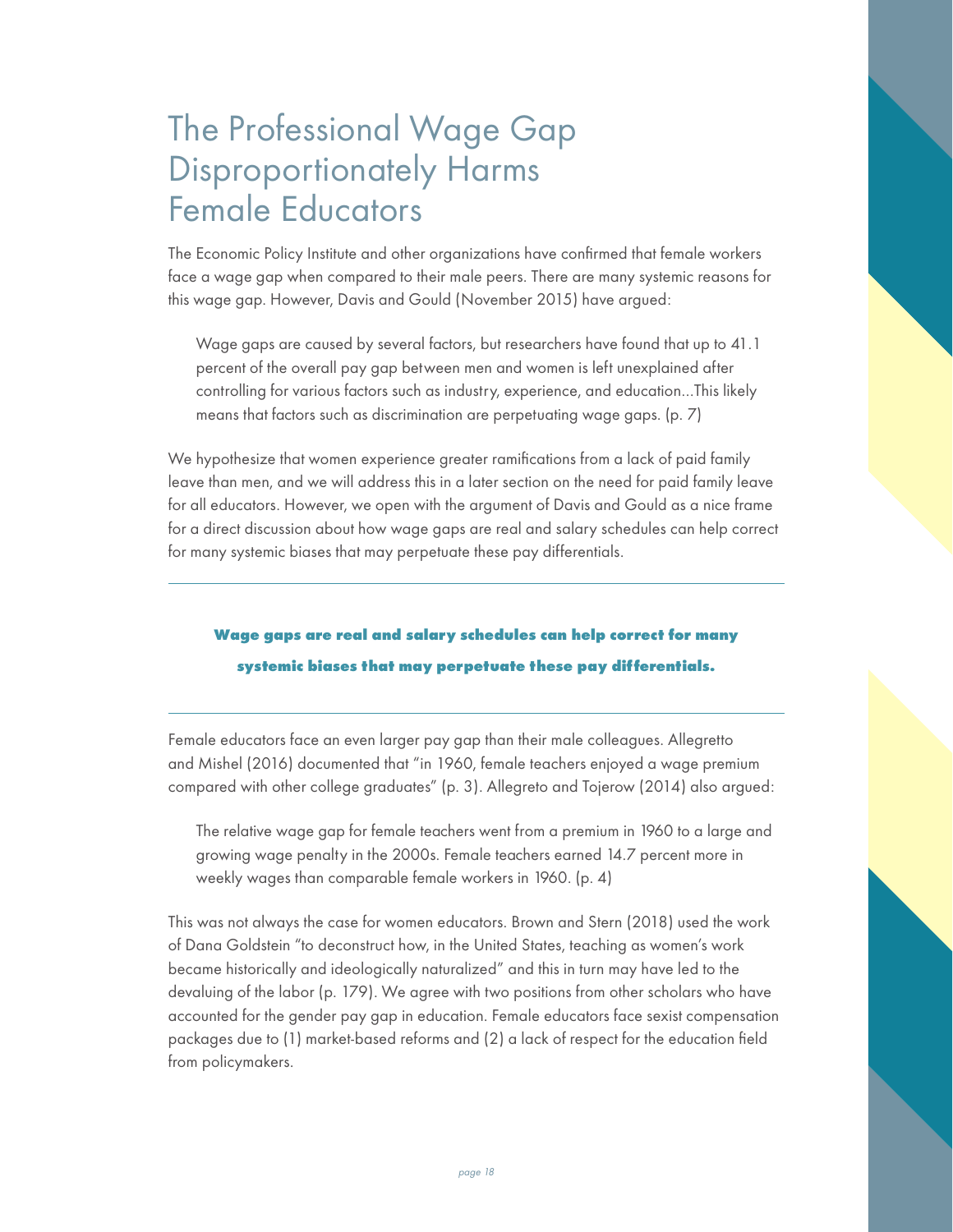# The Professional Wage Gap Disproportionately Harms Female Educators

The Economic Policy Institute and other organizations have confirmed that female workers face a wage gap when compared to their male peers. There are many systemic reasons for this wage gap. However, Davis and Gould (November 2015) have argued:

> Wage gaps are caused by several factors, but researchers have found that up to 41.1 percent of the overall pay gap between men and women is left unexplained after controlling for various factors such as industry, experience, and education...This likely means that factors such as discrimination are perpetuating wage gaps. (p. 7)

We hypothesize that women experience greater ramifications from a lack of paid family leave than men, and we will address this in a later section on the need for paid family leave for all educators. However, we open with the argument of Davis and Gould as a nice frame for a direct discussion about how wage gaps are real and salary schedules can help correct for many systemic biases that may perpetuate these pay differentials.

---

**Wage gaps are real and salary schedules can help correct for many systemic biases that may perpetuate these pay differentials.**

---

Female educators face an even larger pay gap than their male colleagues. Allegretto and Mishel (2016) documented that "in 1960, female teachers enjoyed a wage premium compared with other college graduates" (p. 3). Allegreto and Tojerow (2014) also argued:

> The relative wage gap for female teachers went from a premium in 1960 to a large and growing wage penalty in the 2000s. Female teachers earned 14.7 percent more in weekly wages than comparable female workers in 1960. (p. 4)

This was not always the case for women educators. Brown and Stern (2018) used the work of Dana Goldstein "to deconstruct how, in the United States, teaching as women's work became historically and ideologically naturalized" and this in turn may have led to the devaluing of the labor (p. 179). We agree with two positions from other scholars who have accounted for the gender pay gap in education. Female educators face sexist compensation packages due to (1) market-based reforms and (2) a lack of respect for the education field from policymakers.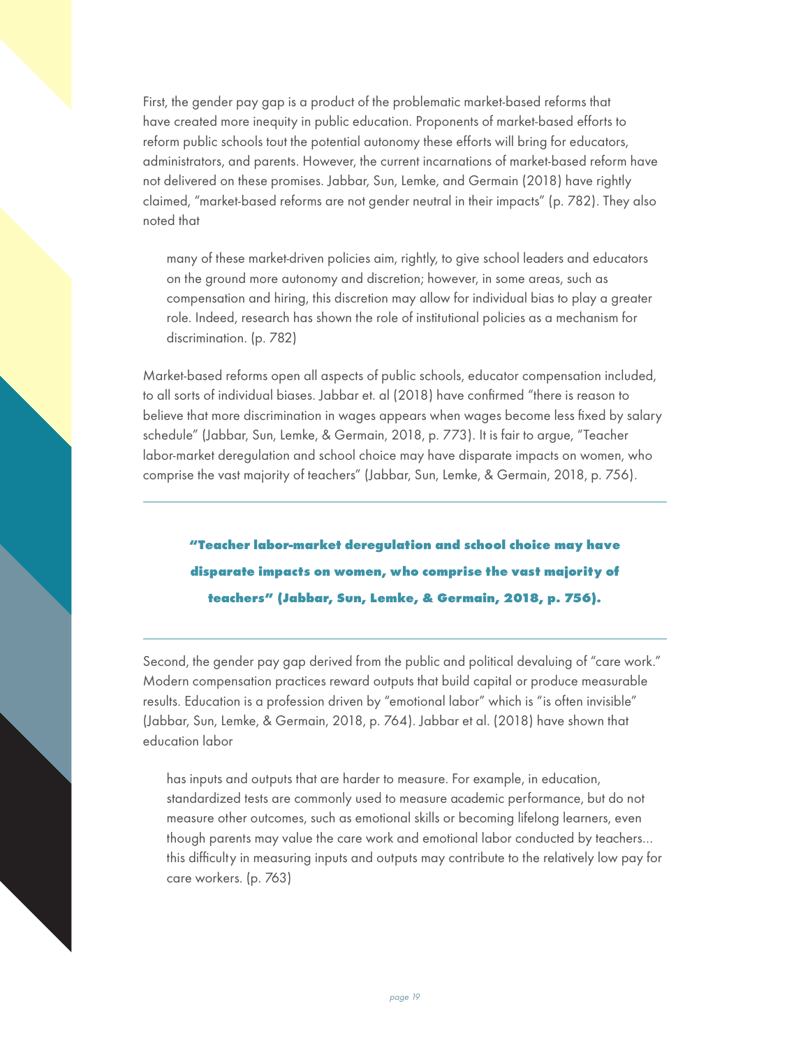First, the gender pay gap is a product of the problematic market-based reforms that have created more inequity in public education. Proponents of market-based efforts to reform public schools tout the potential autonomy these efforts will bring for educators, administrators, and parents. However, the current incarnations of market-based reform have not delivered on these promises. Jabbar, Sun, Lemke, and Germain (2018) have rightly claimed, "market-based reforms are not gender neutral in their impacts" (p. 782). They also noted that

> many of these market-driven policies aim, rightly, to give school leaders and educators on the ground more autonomy and discretion; however, in some areas, such as compensation and hiring, this discretion may allow for individual bias to play a greater role. Indeed, research has shown the role of institutional policies as a mechanism for discrimination. (p. 782)

Market-based reforms open all aspects of public schools, educator compensation included, to all sorts of individual biases. Jabbar et. al (2018) have confirmed "there is reason to believe that more discrimination in wages appears when wages become less fixed by salary schedule" (Jabbar, Sun, Lemke, & Germain, 2018, p. 773). It is fair to argue, "Teacher labor-market deregulation and school choice may have disparate impacts on women, who comprise the vast majority of teachers" (Jabbar, Sun, Lemke, & Germain, 2018, p. 756).

---

**"Teacher labor-market deregulation and school choice may have disparate impacts on women, who comprise the vast majority of teachers" (Jabbar, Sun, Lemke, & Germain, 2018, p. 756).**

---

Second, the gender pay gap derived from the public and political devaluing of "care work." Modern compensation practices reward outputs that build capital or produce measurable results. Education is a profession driven by "emotional labor" which is "is often invisible" (Jabbar, Sun, Lemke, & Germain, 2018, p. 764). Jabbar et al. (2018) have shown that education labor

> has inputs and outputs that are harder to measure. For example, in education, standardized tests are commonly used to measure academic performance, but do not measure other outcomes, such as emotional skills or becoming lifelong learners, even though parents may value the care work and emotional labor conducted by teachers... this difficulty in measuring inputs and outputs may contribute to the relatively low pay for care workers. (p. 763)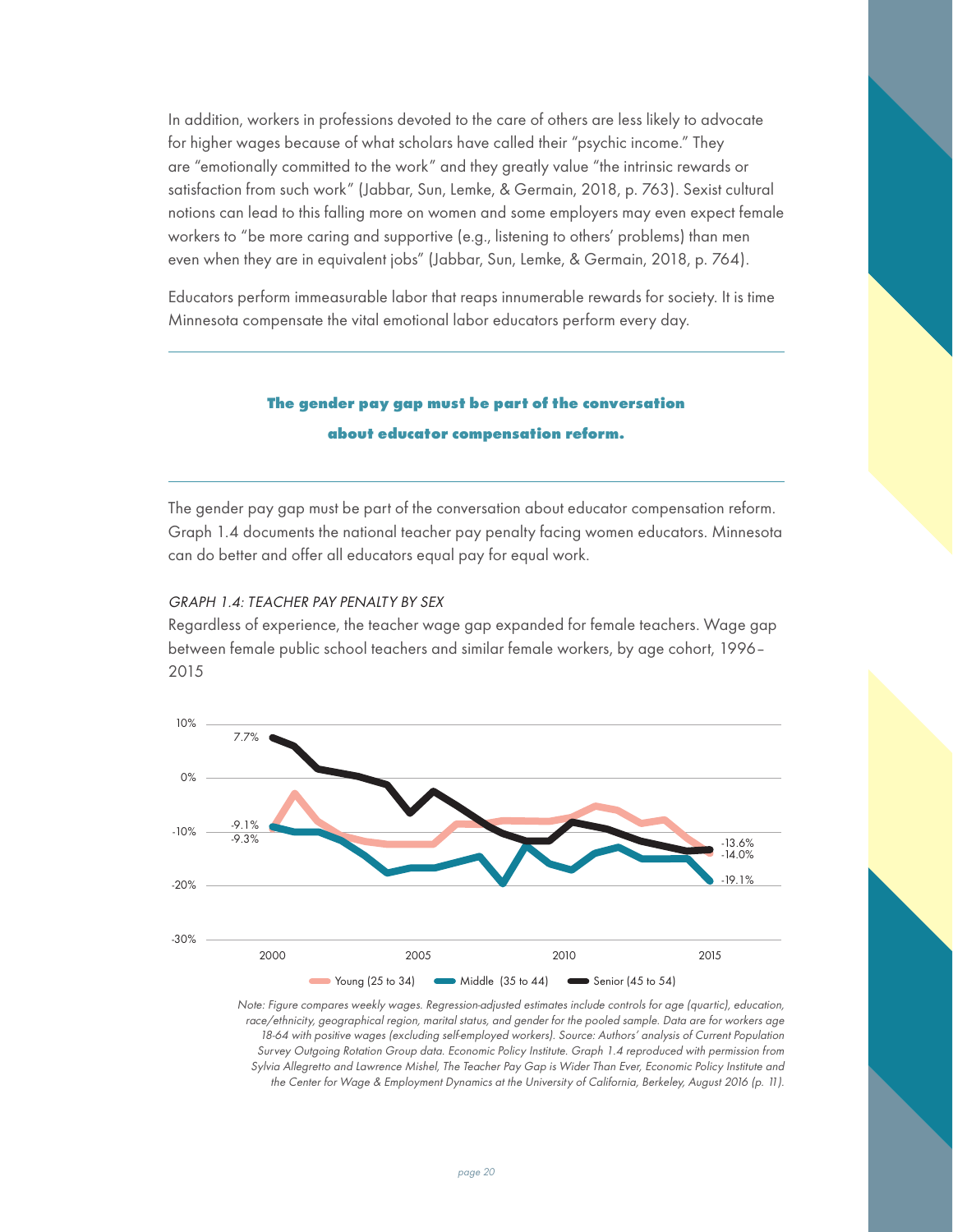In addition, workers in professions devoted to the care of others are less likely to advocate for higher wages because of what scholars have called their "psychic income." They are "emotionally committed to the work" and they greatly value "the intrinsic rewards or satisfaction from such work" (Jabbar, Sun, Lemke, & Germain, 2018, p. 763). Sexist cultural notions can lead to this falling more on women and some employers may even expect female workers to "be more caring and supportive (e.g., listening to others' problems) than men even when they are in equivalent jobs" (Jabbar, Sun, Lemke, & Germain, 2018, p. 764).

Educators perform immeasurable labor that reaps innumerable rewards for society. It is time Minnesota compensate the vital emotional labor educators perform every day.

---

**The gender pay gap must be part of the conversation about educator compensation reform.**

---

The gender pay gap must be part of the conversation about educator compensation reform. Graph 1.4 documents the national teacher pay penalty facing women educators. Minnesota can do better and offer all educators equal pay for equal work.

*GRAPH 1.4: TEACHER PAY PENALTY BY SEX*

Regardless of experience, the teacher wage gap expanded for female teachers. Wage gap between female public school teachers and similar female workers, by age cohort, 1996–2015

10%
7.7%
0%
-9.1%
-9.3%
-10%
-13.6%
-14.0%
-20%
-19.1%
-30%
2000 2005 2010 2015

Young (25 to 34) Middle (35 to 44) Senior (45 to 54)

*Note: Figure compares weekly wages. Regression-adjusted estimates include controls for age (quartic), education, race/ethnicity, geographical region, marital status, and gender for the pooled sample. Data are for workers age 18-64 with positive wages (excluding self-employed workers). Source: Authors' analysis of Current Population Survey Outgoing Rotation Group data. Economic Policy Institute. Graph 1.4 reproduced with permission from Sylvia Allegretto and Lawrence Mishel, The Teacher Pay Gap is Wider Than Ever, Economic Policy Institute and the Center for Wage & Employment Dynamics at the University of California, Berkeley, August 2016 (p. 11).*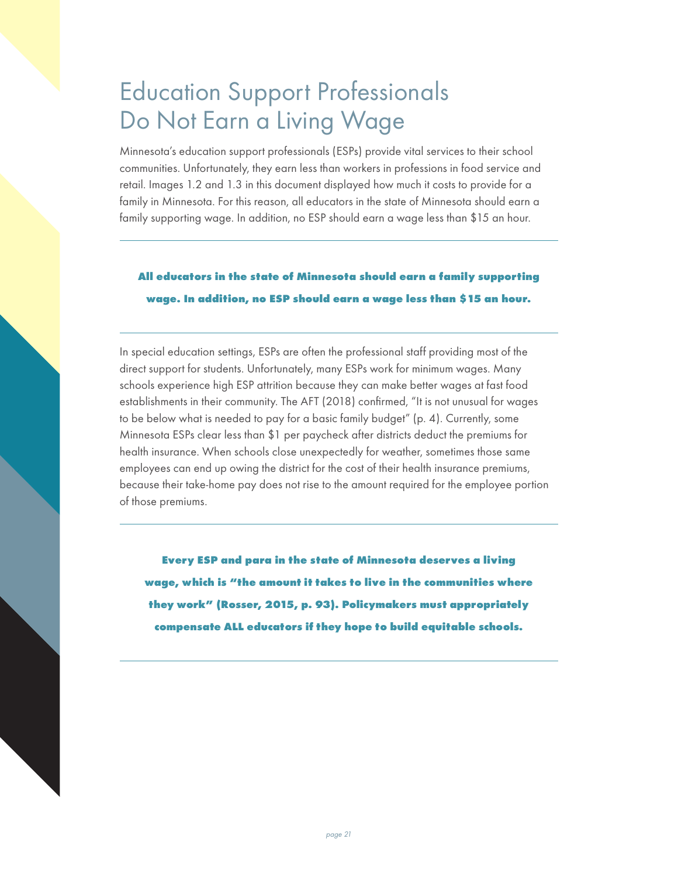# Education Support Professionals Do Not Earn a Living Wage

Minnesota's education support professionals (ESPs) provide vital services to their school communities. Unfortunately, they earn less than workers in professions in food service and retail. Images 1.2 and 1.3 in this document displayed how much it costs to provide for a family in Minnesota. For this reason, all educators in the state of Minnesota should earn a family supporting wage. In addition, no ESP should earn a wage less than $15 an hour.

---

**All educators in the state of Minnesota should earn a family supporting wage. In addition, no ESP should earn a wage less than $15 an hour.**

---

In special education settings, ESPs are often the professional staff providing most of the direct support for students. Unfortunately, many ESPs work for minimum wages. Many schools experience high ESP attrition because they can make better wages at fast food establishments in their community. The AFT (2018) confirmed, "It is not unusual for wages to be below what is needed to pay for a basic family budget" (p. 4). Currently, some Minnesota ESPs clear less than $1 per paycheck after districts deduct the premiums for health insurance. When schools close unexpectedly for weather, sometimes those same employees can end up owing the district for the cost of their health insurance premiums, because their take-home pay does not rise to the amount required for the employee portion of those premiums.

---

**Every ESP and para in the state of Minnesota deserves a living wage, which is "the amount it takes to live in the communities where they work" (Rosser, 2015, p. 93). Policymakers must appropriately compensate ALL educators if they hope to build equitable schools.**

---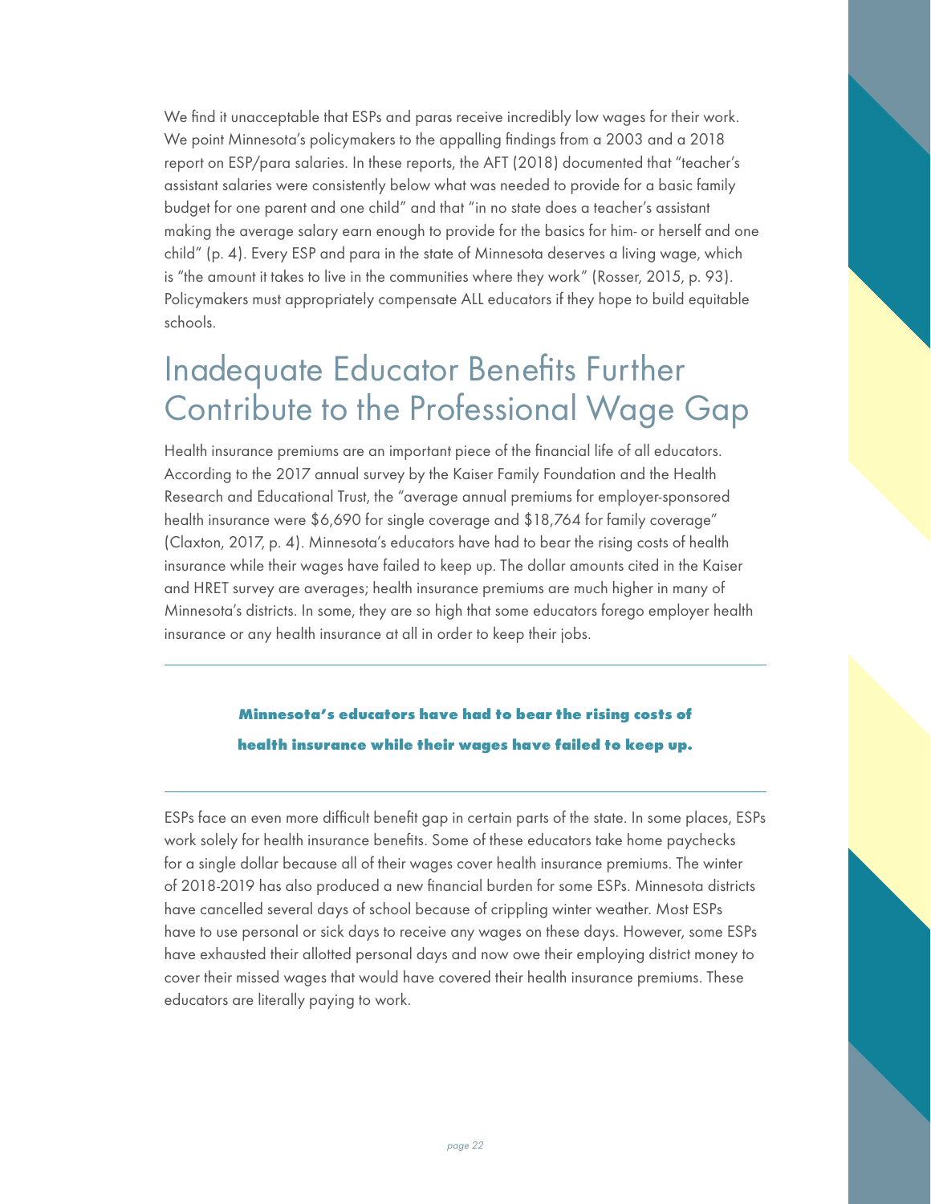We find it unacceptable that ESPs and paras receive incredibly low wages for their work. We point Minnesota's policymakers to the appalling findings from a 2003 and a 2018 report on ESP/para salaries. In these reports, the AFT (2018) documented that "teacher's assistant salaries were consistently below what was needed to provide for a basic family budget for one parent and one child" and that "in no state does a teacher's assistant making the average salary earn enough to provide for the basics for him- or herself and one child" (p. 4). Every ESP and para in the state of Minnesota deserves a living wage, which is "the amount it takes to live in the communities where they work" (Rosser, 2015, p. 93). Policymakers must appropriately compensate ALL educators if they hope to build equitable schools.

## Inadequate Educator Benefits Further Contribute to the Professional Wage Gap

Health insurance premiums are an important piece of the financial life of all educators. According to the 2017 annual survey by the Kaiser Family Foundation and the Health Research and Educational Trust, the "average annual premiums for employer-sponsored health insurance were $6,690 for single coverage and $18,764 for family coverage" (Claxton, 2017, p. 4). Minnesota's educators have had to bear the rising costs of health insurance while their wages have failed to keep up. The dollar amounts cited in the Kaiser and HRET survey are averages; health insurance premiums are much higher in many of Minnesota's districts. In some, they are so high that some educators forego employer health insurance or any health insurance at all in order to keep their jobs.

---

**Minnesota's educators have had to bear the rising costs of health insurance while their wages have failed to keep up.**

---

ESPs face an even more difficult benefit gap in certain parts of the state. In some places, ESPs work solely for health insurance benefits. Some of these educators take home paychecks for a single dollar because all of their wages cover health insurance premiums. The winter of 2018-2019 has also produced a new financial burden for some ESPs. Minnesota districts have cancelled several days of school because of crippling winter weather. Most ESPs have to use personal or sick days to receive any wages on these days. However, some ESPs have exhausted their allotted personal days and now owe their employing district money to cover their missed wages that would have covered their health insurance premiums. These educators are literally paying to work.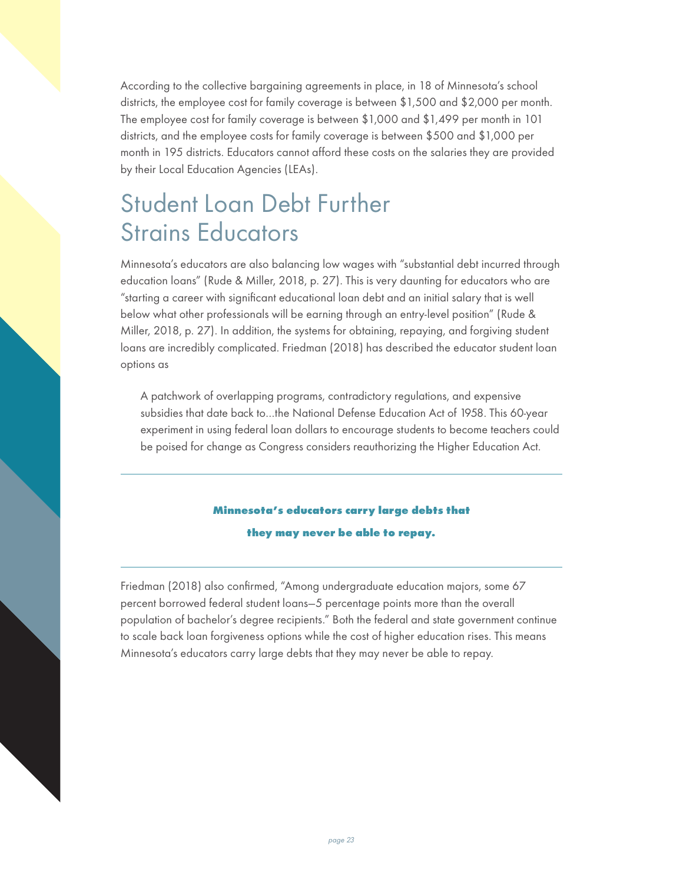According to the collective bargaining agreements in place, in 18 of Minnesota's school districts, the employee cost for family coverage is between $1,500 and $2,000 per month. The employee cost for family coverage is between $1,000 and $1,499 per month in 101 districts, and the employee costs for family coverage is between $500 and $1,000 per month in 195 districts. Educators cannot afford these costs on the salaries they are provided by their Local Education Agencies (LEAs).

## Student Loan Debt Further Strains Educators

Minnesota's educators are also balancing low wages with "substantial debt incurred through education loans" (Rude & Miller, 2018, p. 27). This is very daunting for educators who are "starting a career with significant educational loan debt and an initial salary that is well below what other professionals will be earning through an entry-level position" (Rude & Miller, 2018, p. 27). In addition, the systems for obtaining, repaying, and forgiving student loans are incredibly complicated. Friedman (2018) has described the educator student loan options as

> A patchwork of overlapping programs, contradictory regulations, and expensive subsidies that date back to...the National Defense Education Act of 1958. This 60-year experiment in using federal loan dollars to encourage students to become teachers could be poised for change as Congress considers reauthorizing the Higher Education Act.

---

**Minnesota's educators carry large debts that they may never be able to repay.**

---

Friedman (2018) also confirmed, "Among undergraduate education majors, some 67 percent borrowed federal student loans—5 percentage points more than the overall population of bachelor's degree recipients." Both the federal and state government continue to scale back loan forgiveness options while the cost of higher education rises. This means Minnesota's educators carry large debts that they may never be able to repay.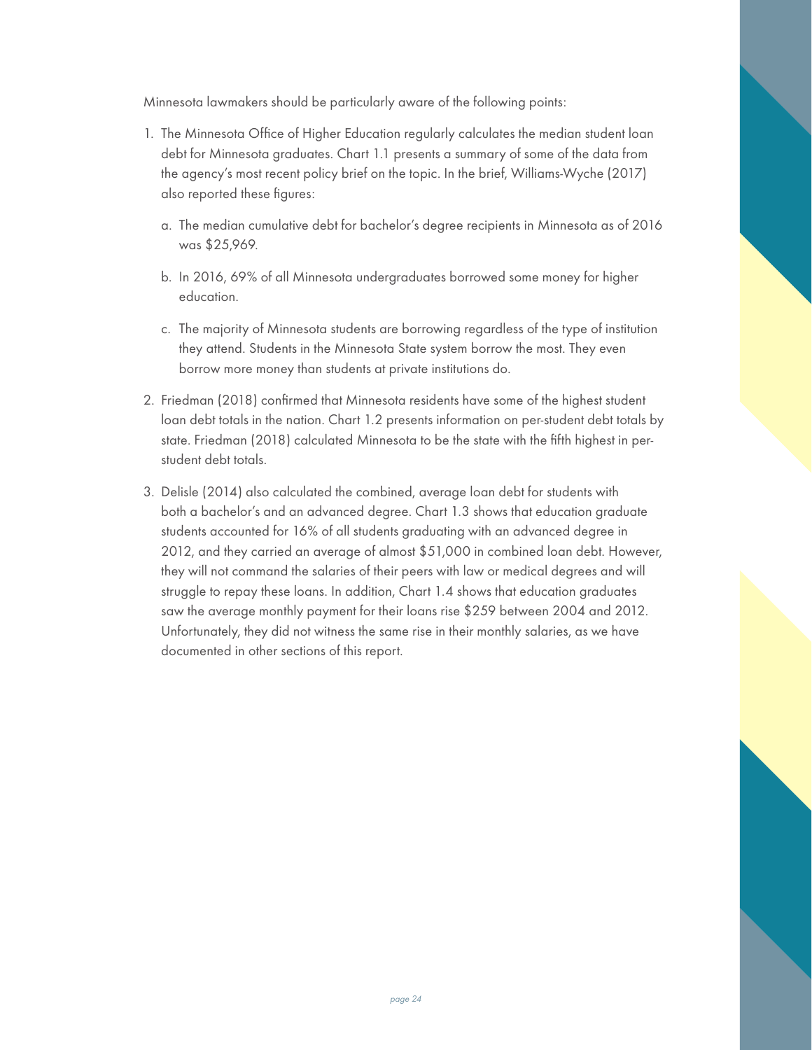Minnesota lawmakers should be particularly aware of the following points:

1. The Minnesota Office of Higher Education regularly calculates the median student loan debt for Minnesota graduates. Chart 1.1 presents a summary of some of the data from the agency's most recent policy brief on the topic. In the brief, Williams-Wyche (2017) also reported these figures:

   a. The median cumulative debt for bachelor's degree recipients in Minnesota as of 2016 was $25,969.

   b. In 2016, 69% of all Minnesota undergraduates borrowed some money for higher education.

   c. The majority of Minnesota students are borrowing regardless of the type of institution they attend. Students in the Minnesota State system borrow the most. They even borrow more money than students at private institutions do.

2. Friedman (2018) confirmed that Minnesota residents have some of the highest student loan debt totals in the nation. Chart 1.2 presents information on per-student debt totals by state. Friedman (2018) calculated Minnesota to be the state with the fifth highest in per-student debt totals.

3. Delisle (2014) also calculated the combined, average loan debt for students with both a bachelor's and an advanced degree. Chart 1.3 shows that education graduate students accounted for 16% of all students graduating with an advanced degree in 2012, and they carried an average of almost $51,000 in combined loan debt. However, they will not command the salaries of their peers with law or medical degrees and will struggle to repay these loans. In addition, Chart 1.4 shows that education graduates saw the average monthly payment for their loans rise $259 between 2004 and 2012. Unfortunately, they did not witness the same rise in their monthly salaries, as we have documented in other sections of this report.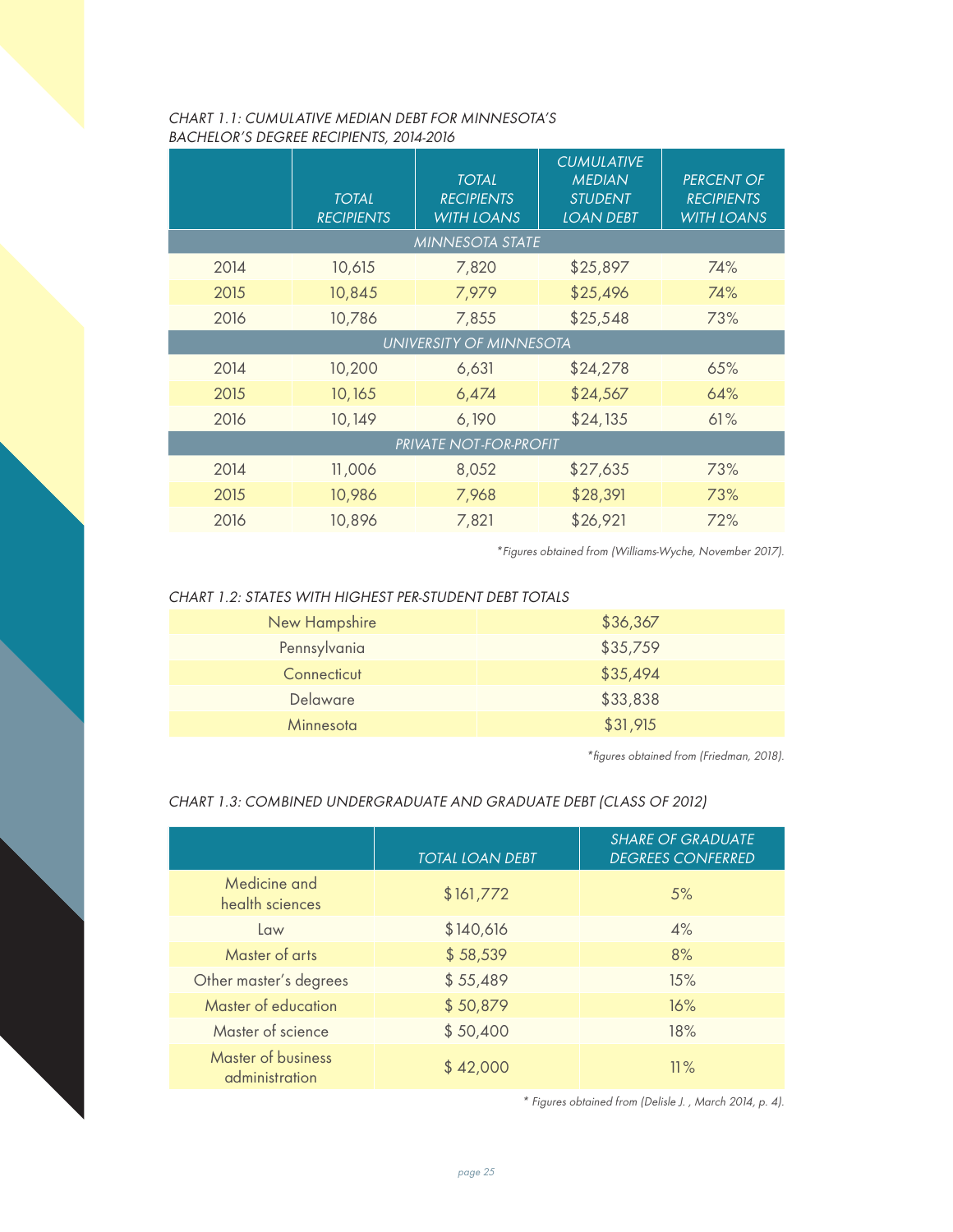*CHART 1.1: CUMULATIVE MEDIAN DEBT FOR MINNESOTA'S BACHELOR'S DEGREE RECIPIENTS, 2014-2016*

| | TOTAL RECIPIENTS | TOTAL RECIPIENTS WITH LOANS | CUMULATIVE MEDIAN STUDENT LOAN DEBT | PERCENT OF RECIPIENTS WITH LOANS |
|---|---|---|---|---|
| MINNESOTA STATE | | | | |
| 2014 | 10,615 | 7,820 | $25,897 | 74% |
| 2015 | 10,845 | 7,979 | $25,496 | 74% |
| 2016 | 10,786 | 7,855 | $25,548 | 73% |
| UNIVERSITY OF MINNESOTA | | | | |
| 2014 | 10,200 | 6,631 | $24,278 | 65% |
| 2015 | 10,165 | 6,474 | $24,567 | 64% |
| 2016 | 10,149 | 6,190 | $24,135 | 61% |
| PRIVATE NOT-FOR-PROFIT | | | | |
| 2014 | 11,006 | 8,052 | $27,635 | 73% |
| 2015 | 10,986 | 7,968 | $28,391 | 73% |
| 2016 | 10,896 | 7,821 | $26,921 | 72% |

*\*Figures obtained from (Williams-Wyche, November 2017).*

*CHART 1.2: STATES WITH HIGHEST PER-STUDENT DEBT TOTALS*

| | |
|---|---|
| New Hampshire | $36,367 |
| Pennsylvania | $35,759 |
| Connecticut | $35,494 |
| Delaware | $33,838 |
| Minnesota | $31,915 |

*\*figures obtained from (Friedman, 2018).*

*CHART 1.3: COMBINED UNDERGRADUATE AND GRADUATE DEBT (CLASS OF 2012)*

| | TOTAL LOAN DEBT | SHARE OF GRADUATE DEGREES CONFERRED |
|---|---|---|
| Medicine and health sciences | $161,772 | 5% |
| Law | $140,616 | 4% |
| Master of arts | $ 58,539 | 8% |
| Other master's degrees | $ 55,489 | 15% |
| Master of education | $ 50,879 | 16% |
| Master of science | $ 50,400 | 18% |
| Master of business administration | $ 42,000 | 11% |

*\* Figures obtained from (Delisle J. , March 2014, p. 4).*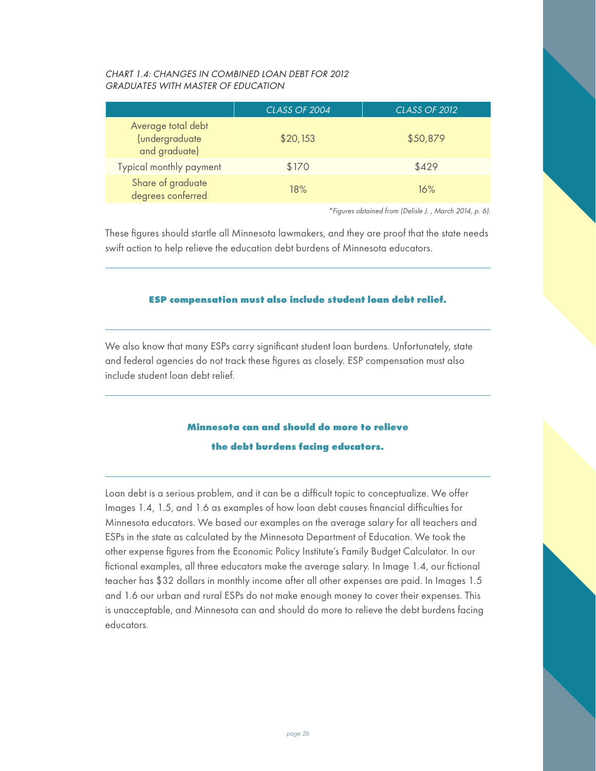*CHART 1.4: CHANGES IN COMBINED LOAN DEBT FOR 2012 GRADUATES WITH MASTER OF EDUCATION*

| | CLASS OF 2004 | CLASS OF 2012 |
|---|---|---|
| Average total debt (undergraduate and graduate) | $20,153 | $50,879 |
| Typical monthly payment | $170 | $429 |
| Share of graduate degrees conferred | 18% | 16% |

*\*Figures obtained from (Delisle J. , March 2014, p. 6).*

These figures should startle all Minnesota lawmakers, and they are proof that the state needs swift action to help relieve the education debt burdens of Minnesota educators.

---

**ESP compensation must also include student loan debt relief.**

---

We also know that many ESPs carry significant student loan burdens. Unfortunately, state and federal agencies do not track these figures as closely. ESP compensation must also include student loan debt relief.

---

**Minnesota can and should do more to relieve the debt burdens facing educators.**

---

Loan debt is a serious problem, and it can be a difficult topic to conceptualize. We offer Images 1.4, 1.5, and 1.6 as examples of how loan debt causes financial difficulties for Minnesota educators. We based our examples on the average salary for all teachers and ESPs in the state as calculated by the Minnesota Department of Education. We took the other expense figures from the Economic Policy Institute's Family Budget Calculator. In our fictional examples, all three educators make the average salary. In Image 1.4, our fictional teacher has $32 dollars in monthly income after all other expenses are paid. In Images 1.5 and 1.6 our urban and rural ESPs do not make enough money to cover their expenses. This is unacceptable, and Minnesota can and should do more to relieve the debt burdens facing educators.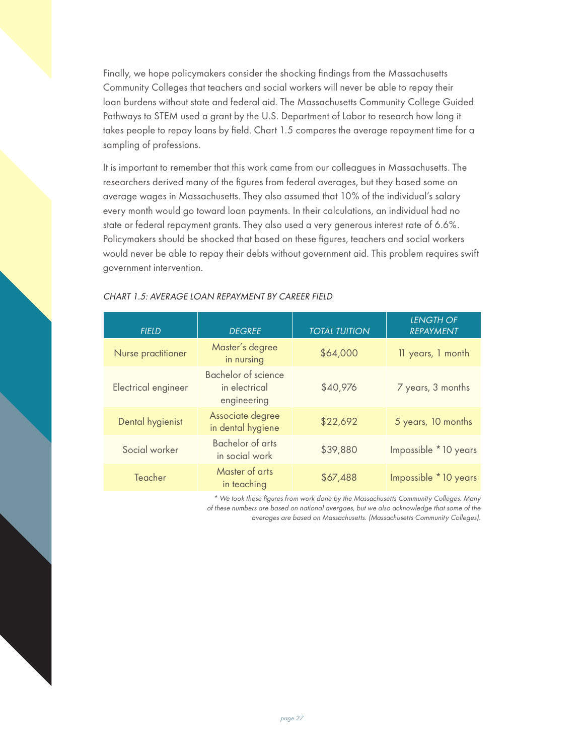Finally, we hope policymakers consider the shocking findings from the Massachusetts Community Colleges that teachers and social workers will never be able to repay their loan burdens without state and federal aid. The Massachusetts Community College Guided Pathways to STEM used a grant by the U.S. Department of Labor to research how long it takes people to repay loans by field. Chart 1.5 compares the average repayment time for a sampling of professions.

It is important to remember that this work came from our colleagues in Massachusetts. The researchers derived many of the figures from federal averages, but they based some on average wages in Massachusetts. They also assumed that 10% of the individual's salary every month would go toward loan payments. In their calculations, an individual had no state or federal repayment grants. They also used a very generous interest rate of 6.6%. Policymakers should be shocked that based on these figures, teachers and social workers would never be able to repay their debts without government aid. This problem requires swift government intervention.

*CHART 1.5: AVERAGE LOAN REPAYMENT BY CAREER FIELD*

| *FIELD* | *DEGREE* | *TOTAL TUITION* | *LENGTH OF REPAYMENT* |
|---|---|---|---|
| Nurse practitioner | Master's degree in nursing | $64,000 | 11 years, 1 month |
| Electrical engineer | Bachelor of science in electrical engineering | $40,976 | 7 years, 3 months |
| Dental hygienist | Associate degree in dental hygiene | $22,692 | 5 years, 10 months |
| Social worker | Bachelor of arts in social work | $39,880 | Impossible * 10 years |
| Teacher | Master of arts in teaching | $67,488 | Impossible * 10 years |

*\* We took these figures from work done by the Massachusetts Community Colleges. Many of these numbers are based on national avergaes, but we also acknowledge that some of the averages are based on Massachusetts. (Massachusetts Community Colleges).*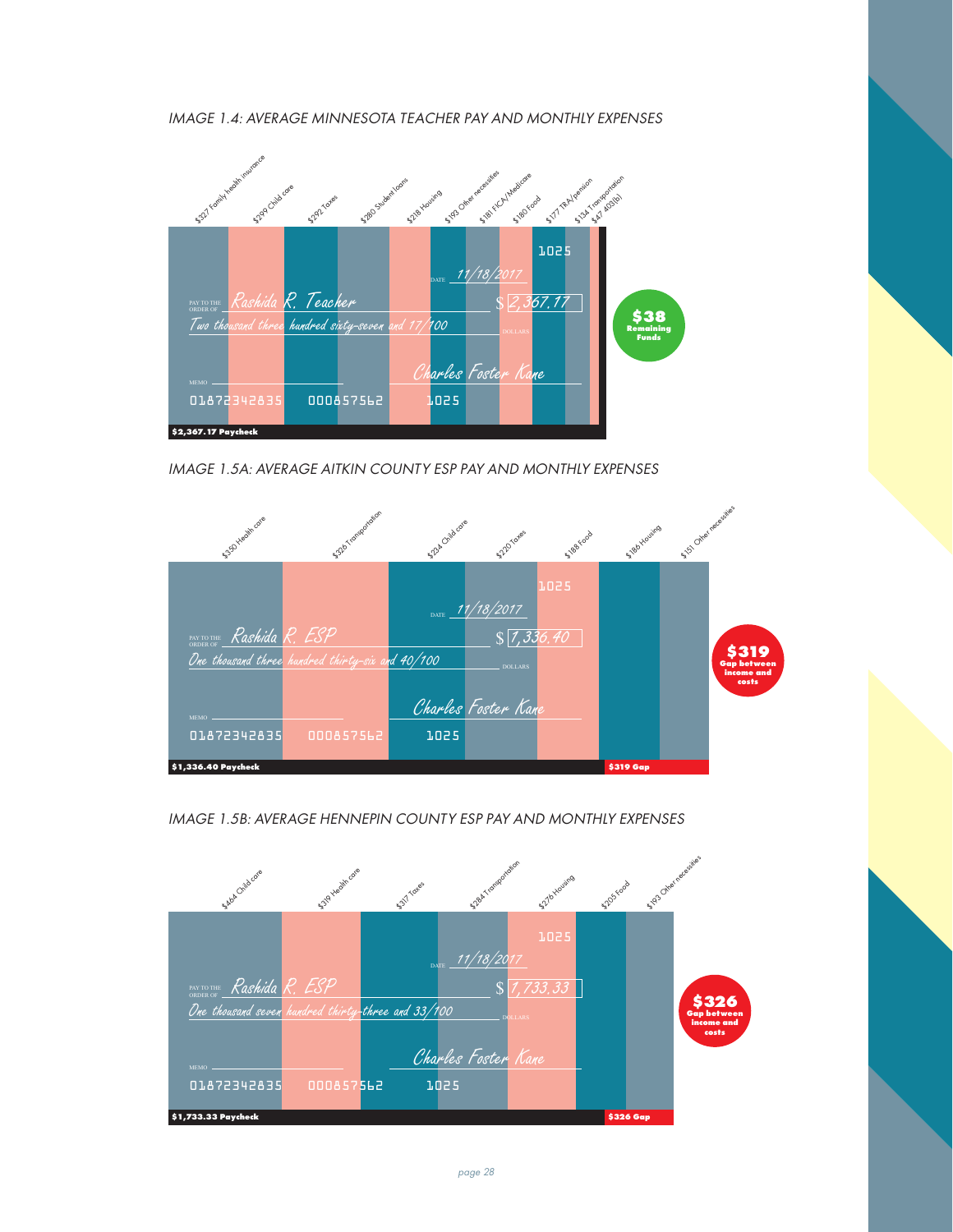*IMAGE 1.4: AVERAGE MINNESOTA TEACHER PAY AND MONTHLY EXPENSES*

$327 Family health insurance
$299 Child care
$292 Taxes
$280 Student loans
$218 Housing
$193 Other necessities
$181 FICA/Medicare
$180 Food
$177 TRA/pension
$134 Transportation
$47 403(b)

1025

DATE 11/18/2017

PAY TO THE ORDER OF Rashida R. Teacher $ 2,367.17

Two thousand three hundred sixty-seven and 17/100 DOLLARS

MEMO

Charles Foster Kane

01872342835 000857562 1025

**$2,367.17 Paycheck**

**$38 Remaining Funds**

*IMAGE 1.5A: AVERAGE AITKIN COUNTY ESP PAY AND MONTHLY EXPENSES*

$350 Health care
$326 Transportation
$234 Child care
$220 Taxes
$188 Food
$186 Housing
$151 Other necessities

1025

DATE 11/18/2017

PAY TO THE ORDER OF Rashida R. ESP $ 1,336.40

One thousand three hundred thirty-six and 40/100 DOLLARS

MEMO

Charles Foster Kane

01872342835 000857562 1025

**$1,336.40 Paycheck**

**$319 Gap**

**$319 Gap between income and costs**

*IMAGE 1.5B: AVERAGE HENNEPIN COUNTY ESP PAY AND MONTHLY EXPENSES*

$464 Child care
$319 Health care
$317 Taxes
$284 Transportation
$276 Housing
$205 Food
$193 Other necessities

1025

DATE 11/18/2017

PAY TO THE ORDER OF Rashida R. ESP $ 1,733.33

One thousand seven hundred thirty-three and 33/100 DOLLARS

MEMO

Charles Foster Kane

01872342835 000857562 1025

**$1,733.33 Paycheck**

**$326 Gap**

**$326 Gap between income and costs**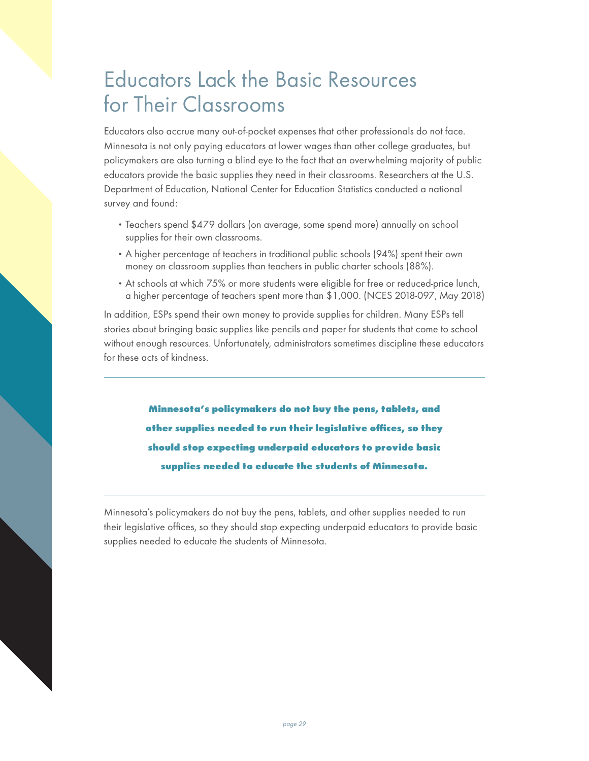# Educators Lack the Basic Resources for Their Classrooms

Educators also accrue many out-of-pocket expenses that other professionals do not face. Minnesota is not only paying educators at lower wages than other college graduates, but policymakers are also turning a blind eye to the fact that an overwhelming majority of public educators provide the basic supplies they need in their classrooms. Researchers at the U.S. Department of Education, National Center for Education Statistics conducted a national survey and found:

- Teachers spend $479 dollars (on average, some spend more) annually on school supplies for their own classrooms.
- A higher percentage of teachers in traditional public schools (94%) spent their own money on classroom supplies than teachers in public charter schools (88%).
- At schools at which 75% or more students were eligible for free or reduced-price lunch, a higher percentage of teachers spent more than $1,000. (NCES 2018-097, May 2018)

In addition, ESPs spend their own money to provide supplies for children. Many ESPs tell stories about bringing basic supplies like pencils and paper for students that come to school without enough resources. Unfortunately, administrators sometimes discipline these educators for these acts of kindness.

---

**Minnesota's policymakers do not buy the pens, tablets, and other supplies needed to run their legislative offices, so they should stop expecting underpaid educators to provide basic supplies needed to educate the students of Minnesota.**

---

Minnesota's policymakers do not buy the pens, tablets, and other supplies needed to run their legislative offices, so they should stop expecting underpaid educators to provide basic supplies needed to educate the students of Minnesota.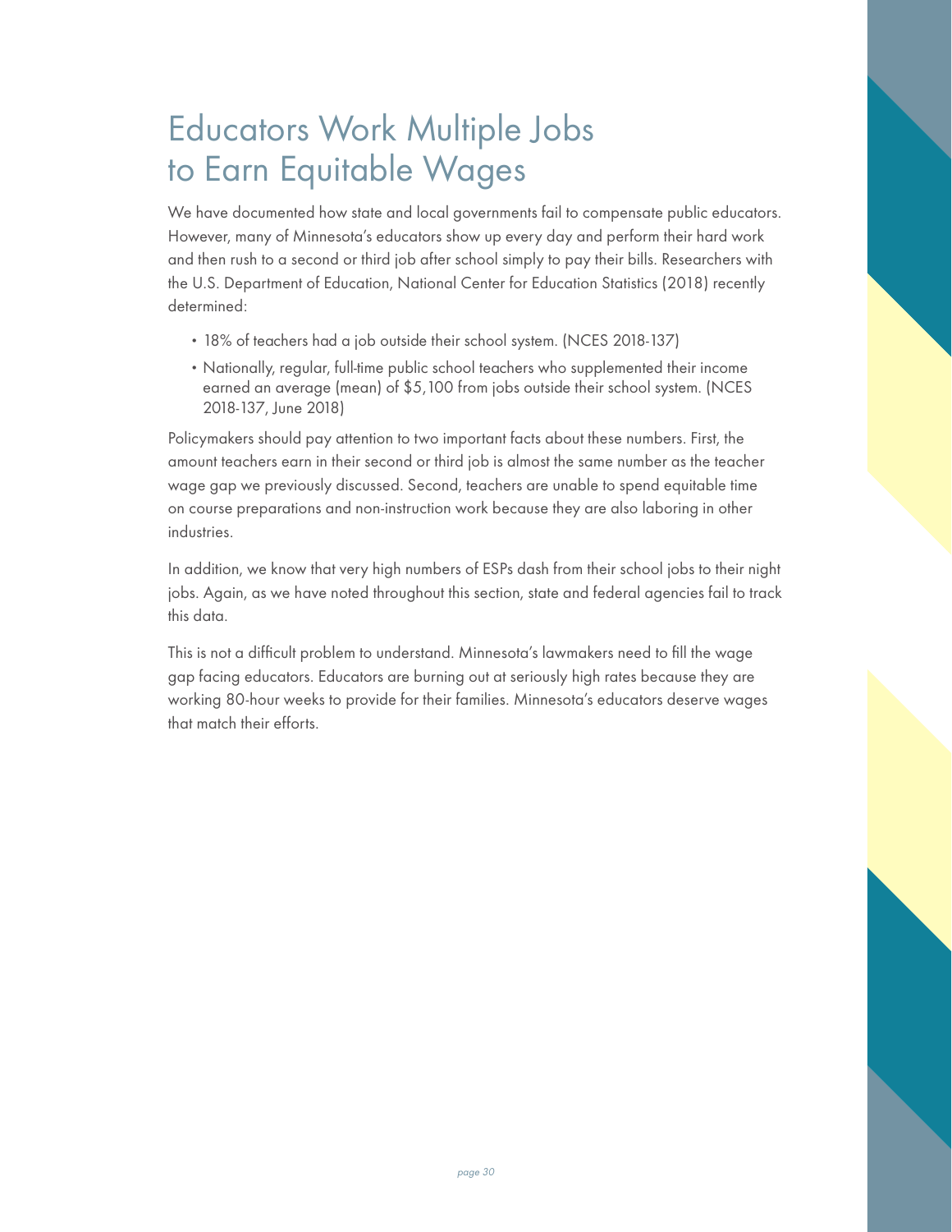# Educators Work Multiple Jobs to Earn Equitable Wages

We have documented how state and local governments fail to compensate public educators. However, many of Minnesota's educators show up every day and perform their hard work and then rush to a second or third job after school simply to pay their bills. Researchers with the U.S. Department of Education, National Center for Education Statistics (2018) recently determined:

- 18% of teachers had a job outside their school system. (NCES 2018-137)
- Nationally, regular, full-time public school teachers who supplemented their income earned an average (mean) of $5,100 from jobs outside their school system. (NCES 2018-137, June 2018)

Policymakers should pay attention to two important facts about these numbers. First, the amount teachers earn in their second or third job is almost the same number as the teacher wage gap we previously discussed. Second, teachers are unable to spend equitable time on course preparations and non-instruction work because they are also laboring in other industries.

In addition, we know that very high numbers of ESPs dash from their school jobs to their night jobs. Again, as we have noted throughout this section, state and federal agencies fail to track this data.

This is not a difficult problem to understand. Minnesota's lawmakers need to fill the wage gap facing educators. Educators are burning out at seriously high rates because they are working 80-hour weeks to provide for their families. Minnesota's educators deserve wages that match their efforts.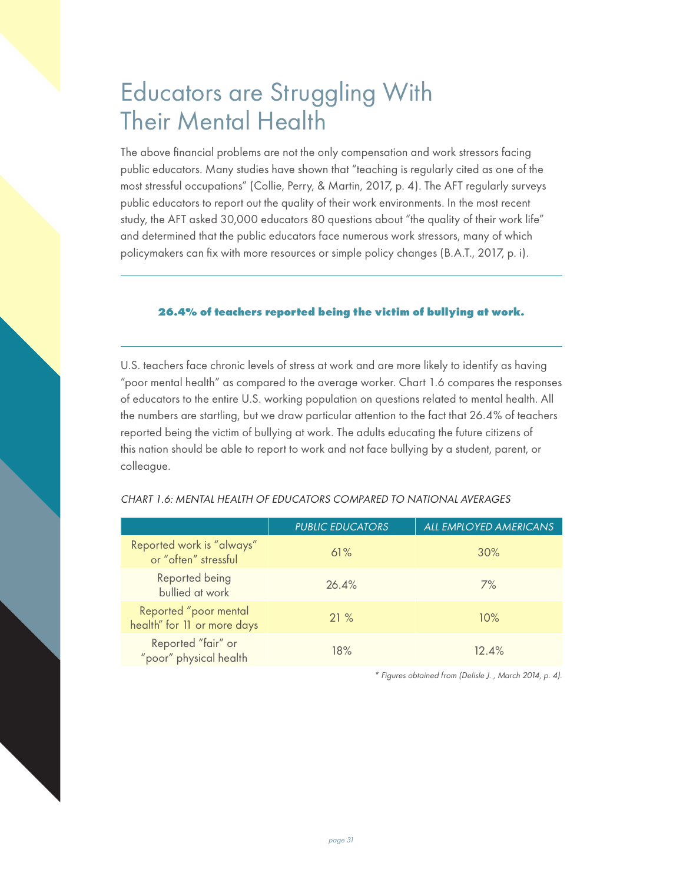# Educators are Struggling With Their Mental Health

The above financial problems are not the only compensation and work stressors facing public educators. Many studies have shown that "teaching is regularly cited as one of the most stressful occupations" (Collie, Perry, & Martin, 2017, p. 4). The AFT regularly surveys public educators to report out the quality of their work environments. In the most recent study, the AFT asked 30,000 educators 80 questions about "the quality of their work life" and determined that the public educators face numerous work stressors, many of which policymakers can fix with more resources or simple policy changes (B.A.T., 2017, p. i).

---

**26.4% of teachers reported being the victim of bullying at work.**

---

U.S. teachers face chronic levels of stress at work and are more likely to identify as having "poor mental health" as compared to the average worker. Chart 1.6 compares the responses of educators to the entire U.S. working population on questions related to mental health. All the numbers are startling, but we draw particular attention to the fact that 26.4% of teachers reported being the victim of bullying at work. The adults educating the future citizens of this nation should be able to report to work and not face bullying by a student, parent, or colleague.

*CHART 1.6: MENTAL HEALTH OF EDUCATORS COMPARED TO NATIONAL AVERAGES*

| | *PUBLIC EDUCATORS* | *ALL EMPLOYED AMERICANS* |
|---|---|---|
| Reported work is "always" or "often" stressful | 61% | 30% |
| Reported being bullied at work | 26.4% | 7% |
| Reported "poor mental health" for 11 or more days | 21 % | 10% |
| Reported "fair" or "poor" physical health | 18% | 12.4% |

*\* Figures obtained from (Delisle J. , March 2014, p. 4).*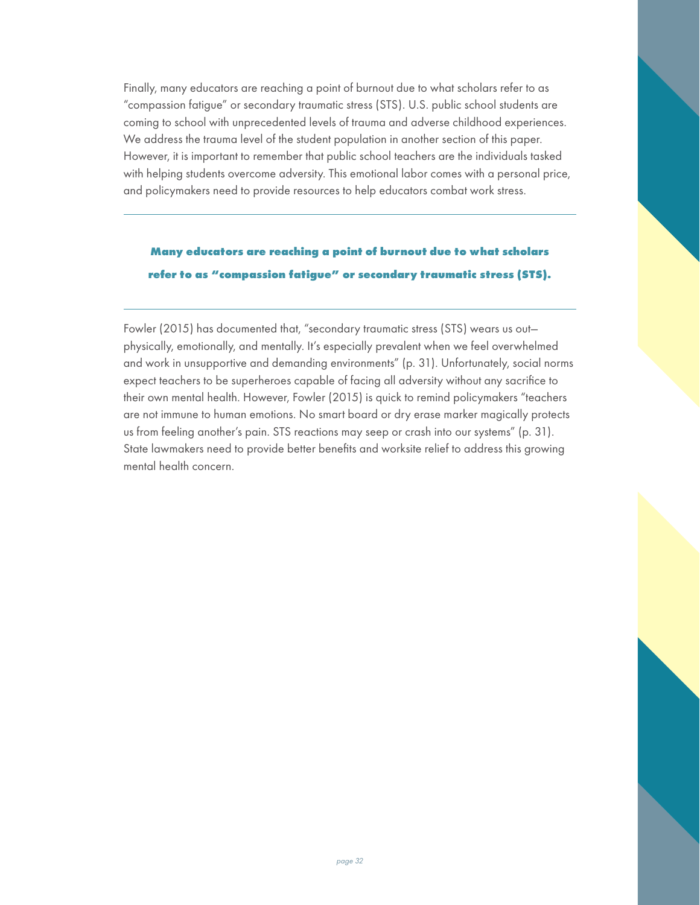Finally, many educators are reaching a point of burnout due to what scholars refer to as "compassion fatigue" or secondary traumatic stress (STS). U.S. public school students are coming to school with unprecedented levels of trauma and adverse childhood experiences. We address the trauma level of the student population in another section of this paper. However, it is important to remember that public school teachers are the individuals tasked with helping students overcome adversity. This emotional labor comes with a personal price, and policymakers need to provide resources to help educators combat work stress.

---

**Many educators are reaching a point of burnout due to what scholars refer to as "compassion fatigue" or secondary traumatic stress (STS).**

---

Fowler (2015) has documented that, "secondary traumatic stress (STS) wears us out—physically, emotionally, and mentally. It's especially prevalent when we feel overwhelmed and work in unsupportive and demanding environments" (p. 31). Unfortunately, social norms expect teachers to be superheroes capable of facing all adversity without any sacrifice to their own mental health. However, Fowler (2015) is quick to remind policymakers "teachers are not immune to human emotions. No smart board or dry erase marker magically protects us from feeling another's pain. STS reactions may seep or crash into our systems" (p. 31). State lawmakers need to provide better benefits and worksite relief to address this growing mental health concern.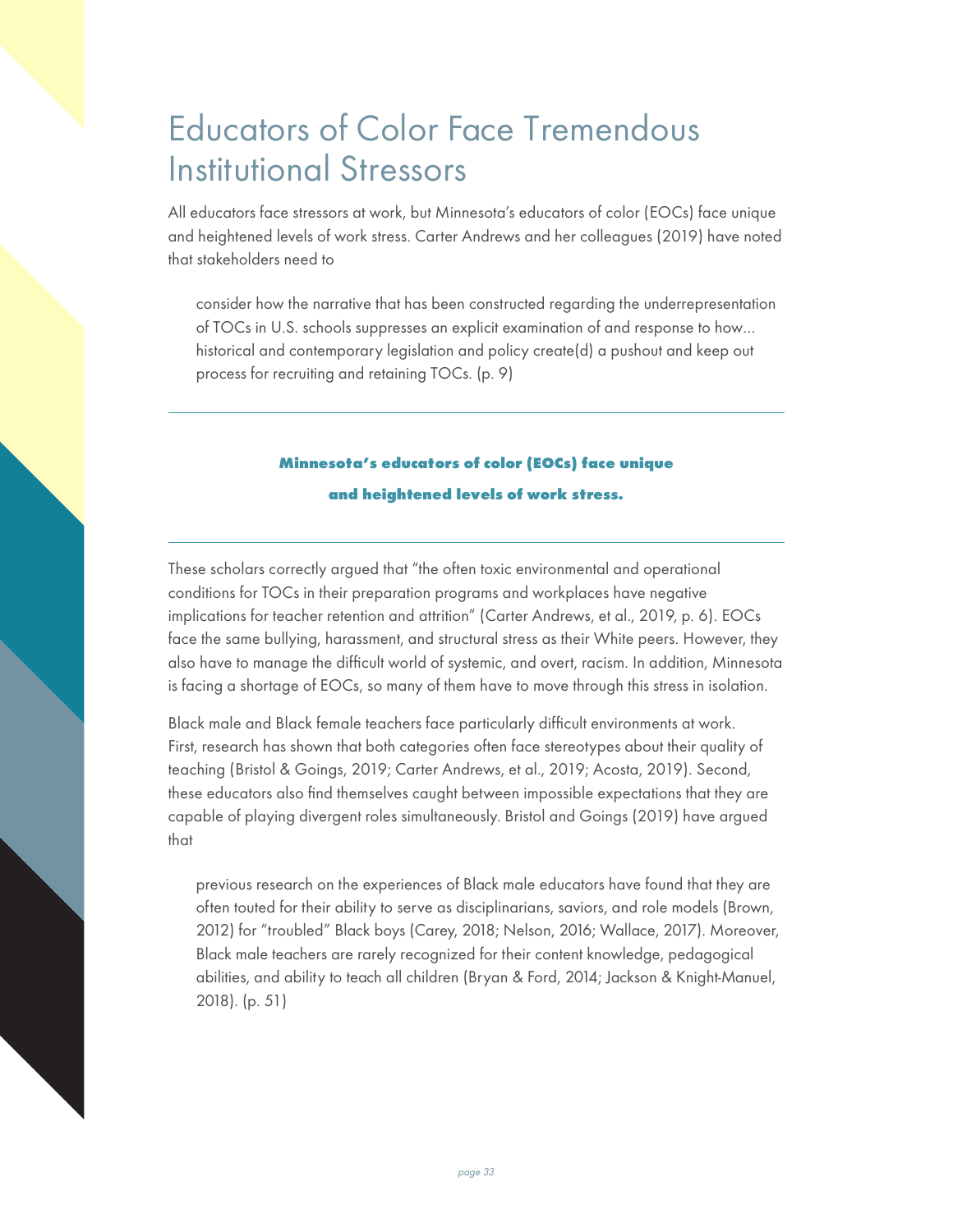# Educators of Color Face Tremendous Institutional Stressors

All educators face stressors at work, but Minnesota's educators of color (EOCs) face unique and heightened levels of work stress. Carter Andrews and her colleagues (2019) have noted that stakeholders need to

> consider how the narrative that has been constructed regarding the underrepresentation of TOCs in U.S. schools suppresses an explicit examination of and response to how... historical and contemporary legislation and policy create(d) a pushout and keep out process for recruiting and retaining TOCs. (p. 9)

---

**Minnesota's educators of color (EOCs) face unique and heightened levels of work stress.**

---

These scholars correctly argued that "the often toxic environmental and operational conditions for TOCs in their preparation programs and workplaces have negative implications for teacher retention and attrition" (Carter Andrews, et al., 2019, p. 6). EOCs face the same bullying, harassment, and structural stress as their White peers. However, they also have to manage the difficult world of systemic, and overt, racism. In addition, Minnesota is facing a shortage of EOCs, so many of them have to move through this stress in isolation.

Black male and Black female teachers face particularly difficult environments at work. First, research has shown that both categories often face stereotypes about their quality of teaching (Bristol & Goings, 2019; Carter Andrews, et al., 2019; Acosta, 2019). Second, these educators also find themselves caught between impossible expectations that they are capable of playing divergent roles simultaneously. Bristol and Goings (2019) have argued that

> previous research on the experiences of Black male educators have found that they are often touted for their ability to serve as disciplinarians, saviors, and role models (Brown, 2012) for "troubled" Black boys (Carey, 2018; Nelson, 2016; Wallace, 2017). Moreover, Black male teachers are rarely recognized for their content knowledge, pedagogical abilities, and ability to teach all children (Bryan & Ford, 2014; Jackson & Knight-Manuel, 2018). (p. 51)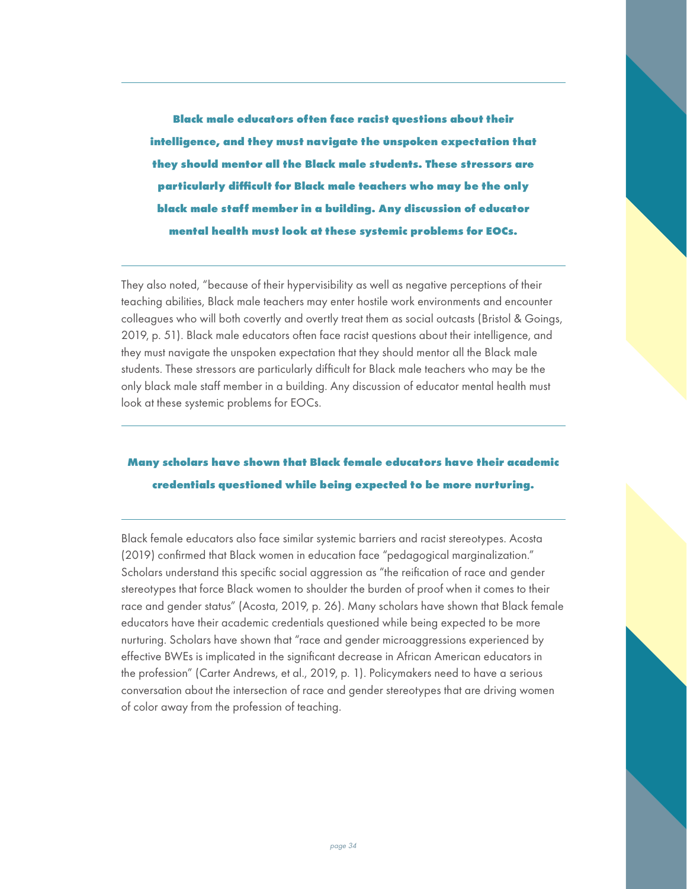> **Black male educators often face racist questions about their intelligence, and they must navigate the unspoken expectation that they should mentor all the Black male students. These stressors are particularly difficult for Black male teachers who may be the only black male staff member in a building. Any discussion of educator mental health must look at these systemic problems for EOCs.**

They also noted, "because of their hypervisibility as well as negative perceptions of their teaching abilities, Black male teachers may enter hostile work environments and encounter colleagues who will both covertly and overtly treat them as social outcasts (Bristol & Goings, 2019, p. 51). Black male educators often face racist questions about their intelligence, and they must navigate the unspoken expectation that they should mentor all the Black male students. These stressors are particularly difficult for Black male teachers who may be the only black male staff member in a building. Any discussion of educator mental health must look at these systemic problems for EOCs.

> **Many scholars have shown that Black female educators have their academic credentials questioned while being expected to be more nurturing.**

Black female educators also face similar systemic barriers and racist stereotypes. Acosta (2019) confirmed that Black women in education face "pedagogical marginalization." Scholars understand this specific social aggression as "the reification of race and gender stereotypes that force Black women to shoulder the burden of proof when it comes to their race and gender status" (Acosta, 2019, p. 26). Many scholars have shown that Black female educators have their academic credentials questioned while being expected to be more nurturing. Scholars have shown that "race and gender microaggressions experienced by effective BWEs is implicated in the significant decrease in African American educators in the profession" (Carter Andrews, et al., 2019, p. 1). Policymakers need to have a serious conversation about the intersection of race and gender stereotypes that are driving women of color away from the profession of teaching.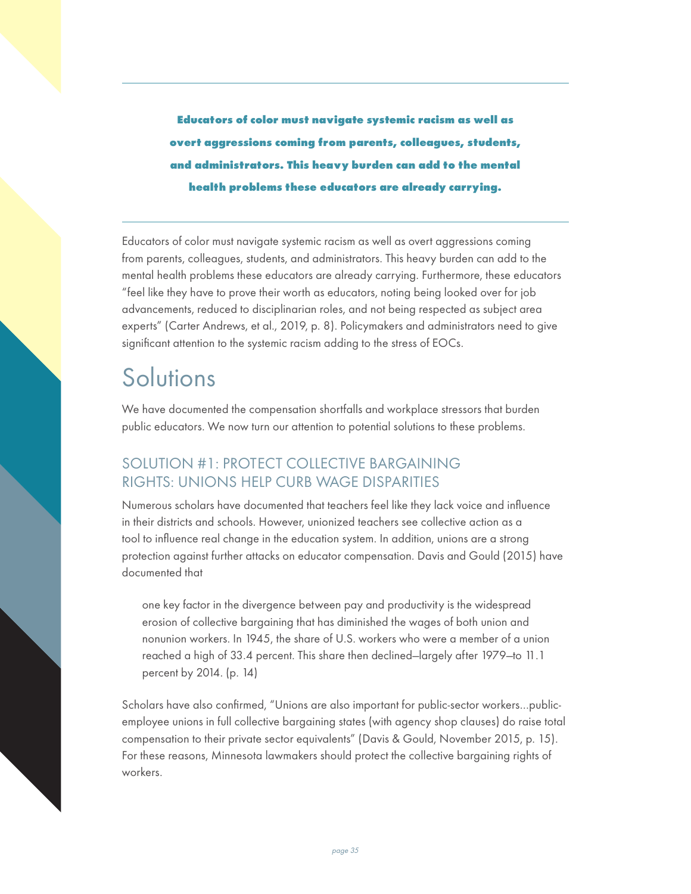**Educators of color must navigate systemic racism as well as overt aggressions coming from parents, colleagues, students, and administrators. This heavy burden can add to the mental health problems these educators are already carrying.**

Educators of color must navigate systemic racism as well as overt aggressions coming from parents, colleagues, students, and administrators. This heavy burden can add to the mental health problems these educators are already carrying. Furthermore, these educators "feel like they have to prove their worth as educators, noting being looked over for job advancements, reduced to disciplinarian roles, and not being respected as subject area experts" (Carter Andrews, et al., 2019, p. 8). Policymakers and administrators need to give significant attention to the systemic racism adding to the stress of EOCs.

# Solutions

We have documented the compensation shortfalls and workplace stressors that burden public educators. We now turn our attention to potential solutions to these problems.

## SOLUTION #1: PROTECT COLLECTIVE BARGAINING RIGHTS: UNIONS HELP CURB WAGE DISPARITIES

Numerous scholars have documented that teachers feel like they lack voice and influence in their districts and schools. However, unionized teachers see collective action as a tool to influence real change in the education system. In addition, unions are a strong protection against further attacks on educator compensation. Davis and Gould (2015) have documented that

> one key factor in the divergence between pay and productivity is the widespread erosion of collective bargaining that has diminished the wages of both union and nonunion workers. In 1945, the share of U.S. workers who were a member of a union reached a high of 33.4 percent. This share then declined—largely after 1979—to 11.1 percent by 2014. (p. 14)

Scholars have also confirmed, "Unions are also important for public-sector workers...public-employee unions in full collective bargaining states (with agency shop clauses) do raise total compensation to their private sector equivalents" (Davis & Gould, November 2015, p. 15). For these reasons, Minnesota lawmakers should protect the collective bargaining rights of workers.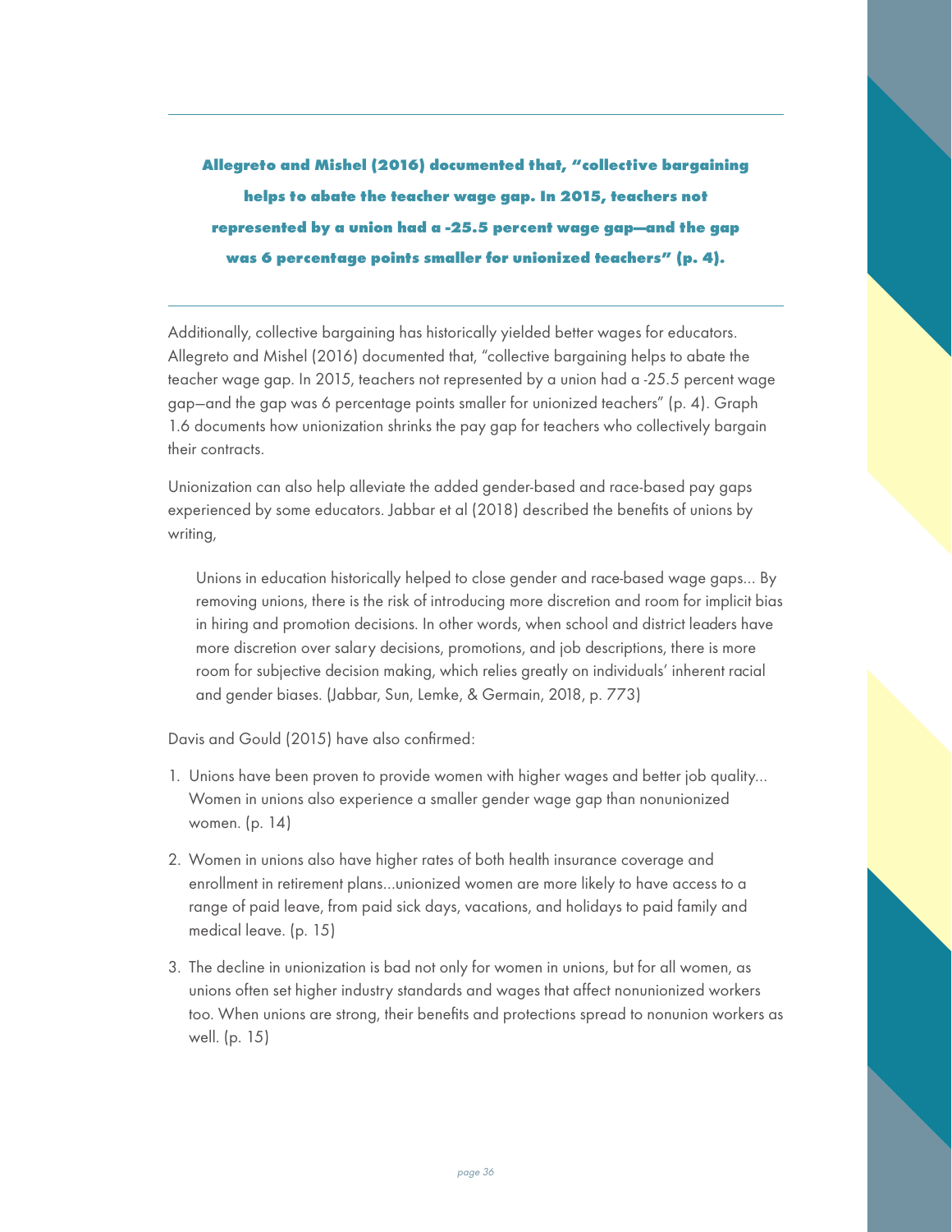> **Allegreto and Mishel (2016) documented that, "collective bargaining helps to abate the teacher wage gap. In 2015, teachers not represented by a union had a -25.5 percent wage gap—and the gap was 6 percentage points smaller for unionized teachers" (p. 4).**

Additionally, collective bargaining has historically yielded better wages for educators. Allegreto and Mishel (2016) documented that, "collective bargaining helps to abate the teacher wage gap. In 2015, teachers not represented by a union had a -25.5 percent wage gap—and the gap was 6 percentage points smaller for unionized teachers" (p. 4). Graph 1.6 documents how unionization shrinks the pay gap for teachers who collectively bargain their contracts.

Unionization can also help alleviate the added gender-based and race-based pay gaps experienced by some educators. Jabbar et al (2018) described the benefits of unions by writing,

> Unions in education historically helped to close gender and race-based wage gaps... By removing unions, there is the risk of introducing more discretion and room for implicit bias in hiring and promotion decisions. In other words, when school and district leaders have more discretion over salary decisions, promotions, and job descriptions, there is more room for subjective decision making, which relies greatly on individuals' inherent racial and gender biases. (Jabbar, Sun, Lemke, & Germain, 2018, p. 773)

Davis and Gould (2015) have also confirmed:

1. Unions have been proven to provide women with higher wages and better job quality... Women in unions also experience a smaller gender wage gap than nonunionized women. (p. 14)
2. Women in unions also have higher rates of both health insurance coverage and enrollment in retirement plans...unionized women are more likely to have access to a range of paid leave, from paid sick days, vacations, and holidays to paid family and medical leave. (p. 15)
3. The decline in unionization is bad not only for women in unions, but for all women, as unions often set higher industry standards and wages that affect nonunionized workers too. When unions are strong, their benefits and protections spread to nonunion workers as well. (p. 15)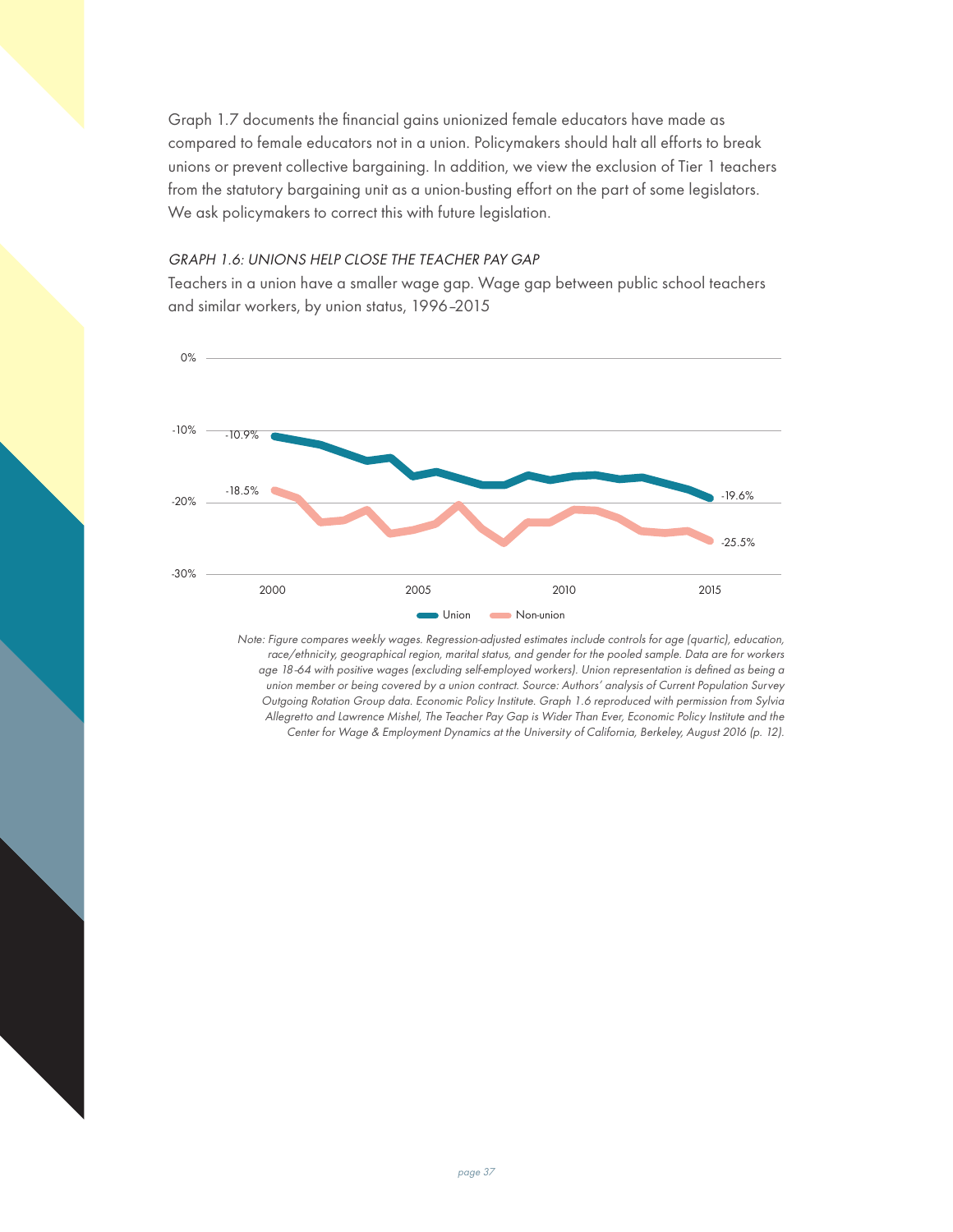Graph 1.7 documents the financial gains unionized female educators have made as compared to female educators not in a union. Policymakers should halt all efforts to break unions or prevent collective bargaining. In addition, we view the exclusion of Tier 1 teachers from the statutory bargaining unit as a union-busting effort on the part of some legislators. We ask policymakers to correct this with future legislation.

*GRAPH 1.6: UNIONS HELP CLOSE THE TEACHER PAY GAP*

Teachers in a union have a smaller wage gap. Wage gap between public school teachers and similar workers, by union status, 1996–2015

0%

-10%

-20%

-30%

-10.9%

-18.5%

-19.6%

-25.5%

2000 2005 2010 2015

Union Non-union

*Note: Figure compares weekly wages. Regression-adjusted estimates include controls for age (quartic), education, race/ethnicity, geographical region, marital status, and gender for the pooled sample. Data are for workers age 18-64 with positive wages (excluding self-employed workers). Union representation is defined as being a union member or being covered by a union contract. Source: Authors' analysis of Current Population Survey Outgoing Rotation Group data. Economic Policy Institute. Graph 1.6 reproduced with permission from Sylvia Allegretto and Lawrence Mishel, The Teacher Pay Gap is Wider Than Ever, Economic Policy Institute and the Center for Wage & Employment Dynamics at the University of California, Berkeley, August 2016 (p. 12).*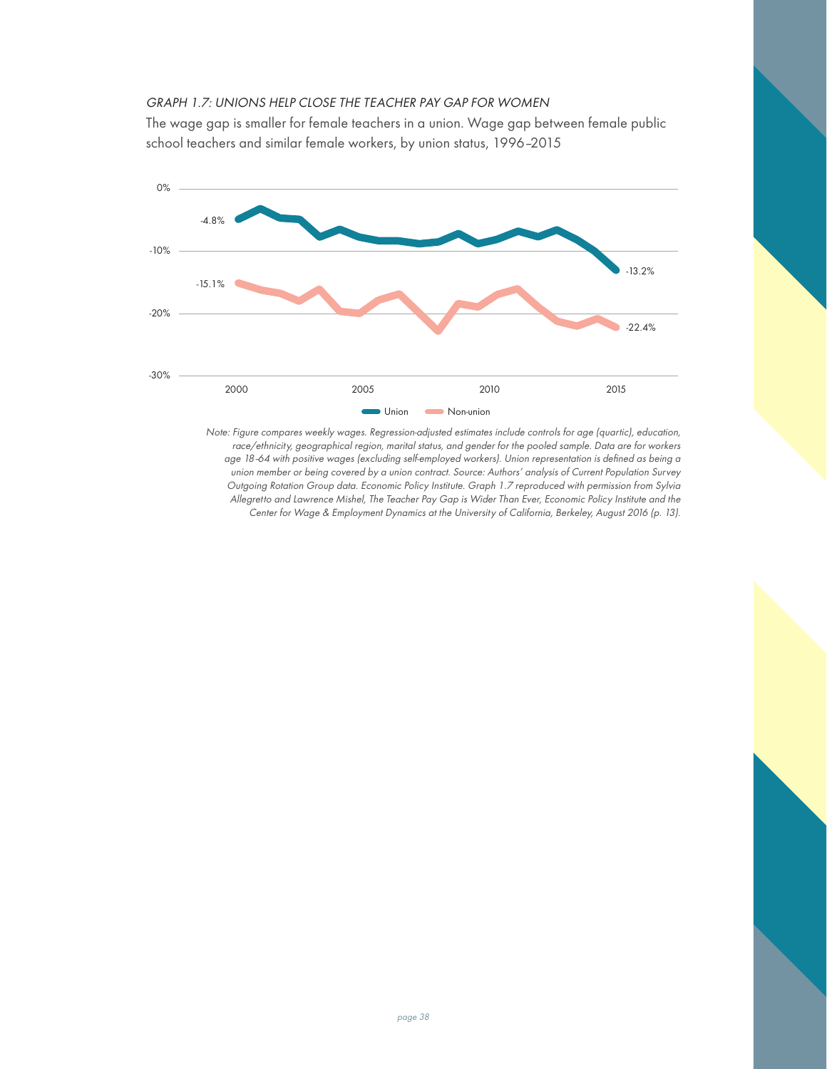*GRAPH 1.7: UNIONS HELP CLOSE THE TEACHER PAY GAP FOR WOMEN*

The wage gap is smaller for female teachers in a union. Wage gap between female public school teachers and similar female workers, by union status, 1996–2015

0%

-4.8%

-10%

-13.2%

-15.1%

-20%

-22.4%

-30%

2000 2005 2010 2015

Union Non-union

*Note: Figure compares weekly wages. Regression-adjusted estimates include controls for age (quartic), education, race/ethnicity, geographical region, marital status, and gender for the pooled sample. Data are for workers age 18-64 with positive wages (excluding self-employed workers). Union representation is defined as being a union member or being covered by a union contract. Source: Authors' analysis of Current Population Survey Outgoing Rotation Group data. Economic Policy Institute. Graph 1.7 reproduced with permission from Sylvia Allegretto and Lawrence Mishel, The Teacher Pay Gap is Wider Than Ever, Economic Policy Institute and the Center for Wage & Employment Dynamics at the University of California, Berkeley, August 2016 (p. 13).*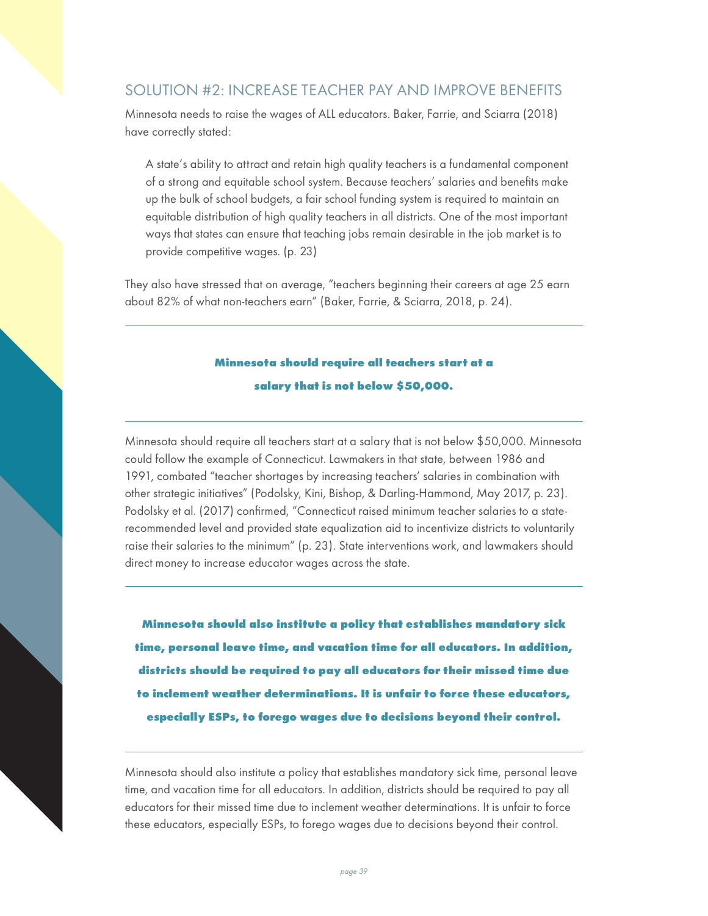## SOLUTION #2: INCREASE TEACHER PAY AND IMPROVE BENEFITS

Minnesota needs to raise the wages of ALL educators. Baker, Farrie, and Sciarra (2018) have correctly stated:

> A state's ability to attract and retain high quality teachers is a fundamental component of a strong and equitable school system. Because teachers' salaries and benefits make up the bulk of school budgets, a fair school funding system is required to maintain an equitable distribution of high quality teachers in all districts. One of the most important ways that states can ensure that teaching jobs remain desirable in the job market is to provide competitive wages. (p. 23)

They also have stressed that on average, "teachers beginning their careers at age 25 earn about 82% of what non-teachers earn" (Baker, Farrie, & Sciarra, 2018, p. 24).

---

**Minnesota should require all teachers start at a salary that is not below $50,000.**

---

Minnesota should require all teachers start at a salary that is not below $50,000. Minnesota could follow the example of Connecticut. Lawmakers in that state, between 1986 and 1991, combated "teacher shortages by increasing teachers' salaries in combination with other strategic initiatives" (Podolsky, Kini, Bishop, & Darling-Hammond, May 2017, p. 23). Podolsky et al. (2017) confirmed, "Connecticut raised minimum teacher salaries to a state-recommended level and provided state equalization aid to incentivize districts to voluntarily raise their salaries to the minimum" (p. 23). State interventions work, and lawmakers should direct money to increase educator wages across the state.

---

**Minnesota should also institute a policy that establishes mandatory sick time, personal leave time, and vacation time for all educators. In addition, districts should be required to pay all educators for their missed time due to inclement weather determinations. It is unfair to force these educators, especially ESPs, to forego wages due to decisions beyond their control.**

---

Minnesota should also institute a policy that establishes mandatory sick time, personal leave time, and vacation time for all educators. In addition, districts should be required to pay all educators for their missed time due to inclement weather determinations. It is unfair to force these educators, especially ESPs, to forego wages due to decisions beyond their control.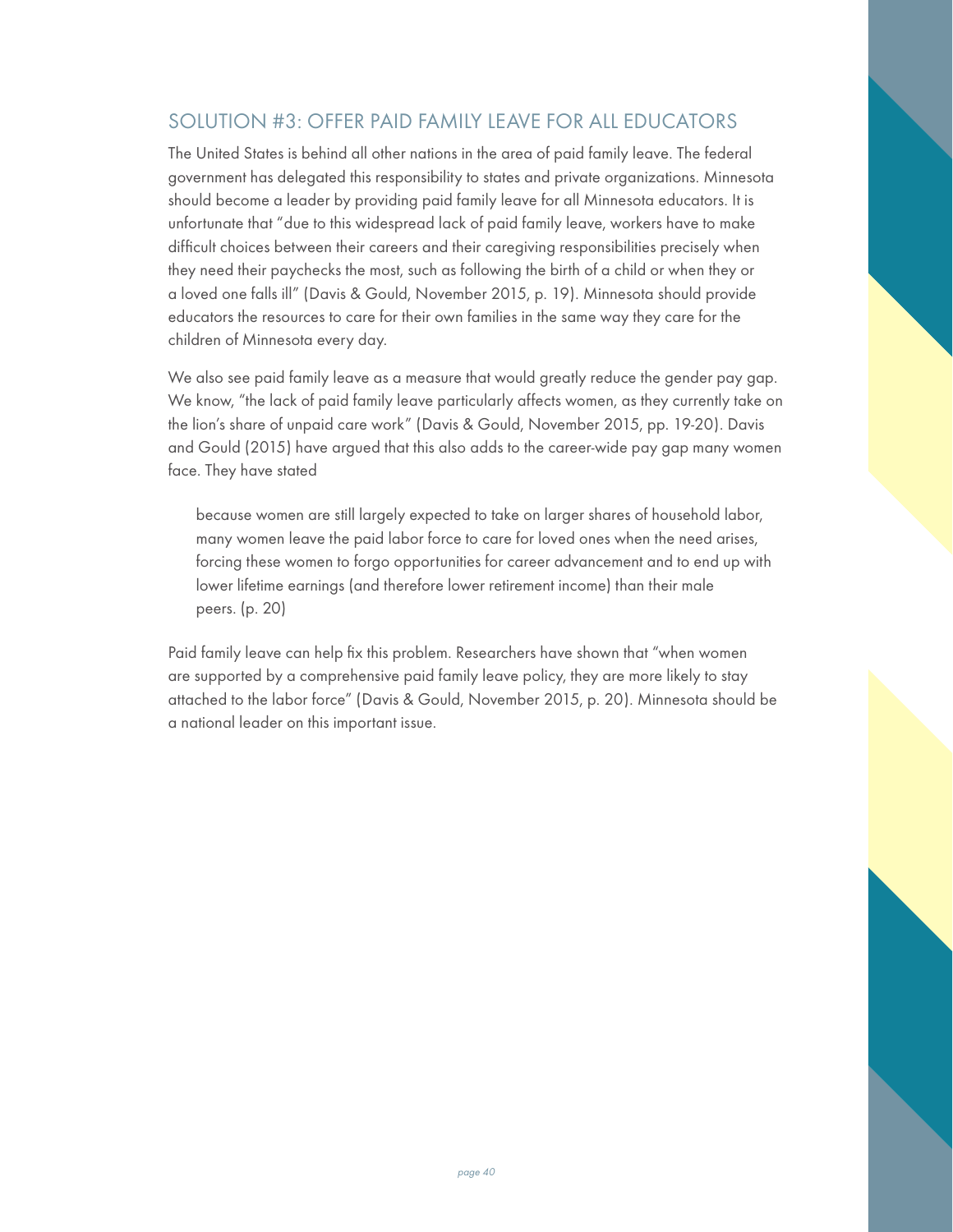## SOLUTION #3: OFFER PAID FAMILY LEAVE FOR ALL EDUCATORS

The United States is behind all other nations in the area of paid family leave. The federal government has delegated this responsibility to states and private organizations. Minnesota should become a leader by providing paid family leave for all Minnesota educators. It is unfortunate that "due to this widespread lack of paid family leave, workers have to make difficult choices between their careers and their caregiving responsibilities precisely when they need their paychecks the most, such as following the birth of a child or when they or a loved one falls ill" (Davis & Gould, November 2015, p. 19). Minnesota should provide educators the resources to care for their own families in the same way they care for the children of Minnesota every day.

We also see paid family leave as a measure that would greatly reduce the gender pay gap. We know, "the lack of paid family leave particularly affects women, as they currently take on the lion's share of unpaid care work" (Davis & Gould, November 2015, pp. 19-20). Davis and Gould (2015) have argued that this also adds to the career-wide pay gap many women face. They have stated

> because women are still largely expected to take on larger shares of household labor, many women leave the paid labor force to care for loved ones when the need arises, forcing these women to forgo opportunities for career advancement and to end up with lower lifetime earnings (and therefore lower retirement income) than their male peers. (p. 20)

Paid family leave can help fix this problem. Researchers have shown that "when women are supported by a comprehensive paid family leave policy, they are more likely to stay attached to the labor force" (Davis & Gould, November 2015, p. 20). Minnesota should be a national leader on this important issue.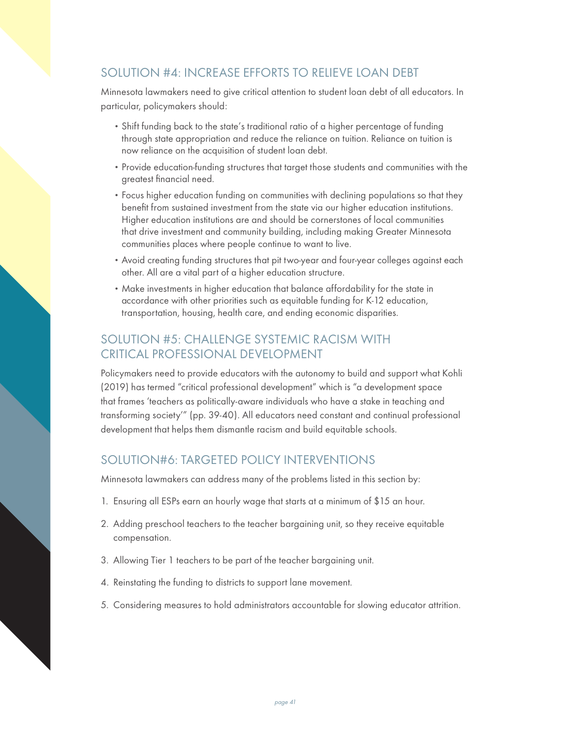## SOLUTION #4: INCREASE EFFORTS TO RELIEVE LOAN DEBT

Minnesota lawmakers need to give critical attention to student loan debt of all educators. In particular, policymakers should:

- Shift funding back to the state's traditional ratio of a higher percentage of funding through state appropriation and reduce the reliance on tuition. Reliance on tuition is now reliance on the acquisition of student loan debt.
- Provide education-funding structures that target those students and communities with the greatest financial need.
- Focus higher education funding on communities with declining populations so that they benefit from sustained investment from the state via our higher education institutions. Higher education institutions are and should be cornerstones of local communities that drive investment and community building, including making Greater Minnesota communities places where people continue to want to live.
- Avoid creating funding structures that pit two-year and four-year colleges against each other. All are a vital part of a higher education structure.
- Make investments in higher education that balance affordability for the state in accordance with other priorities such as equitable funding for K-12 education, transportation, housing, health care, and ending economic disparities.

## SOLUTION #5: CHALLENGE SYSTEMIC RACISM WITH CRITICAL PROFESSIONAL DEVELOPMENT

Policymakers need to provide educators with the autonomy to build and support what Kohli (2019) has termed "critical professional development" which is "a development space that frames 'teachers as politically-aware individuals who have a stake in teaching and transforming society'" (pp. 39-40). All educators need constant and continual professional development that helps them dismantle racism and build equitable schools.

## SOLUTION#6: TARGETED POLICY INTERVENTIONS

Minnesota lawmakers can address many of the problems listed in this section by:

1. Ensuring all ESPs earn an hourly wage that starts at a minimum of $15 an hour.
2. Adding preschool teachers to the teacher bargaining unit, so they receive equitable compensation.
3. Allowing Tier 1 teachers to be part of the teacher bargaining unit.
4. Reinstating the funding to districts to support lane movement.
5. Considering measures to hold administrators accountable for slowing educator attrition.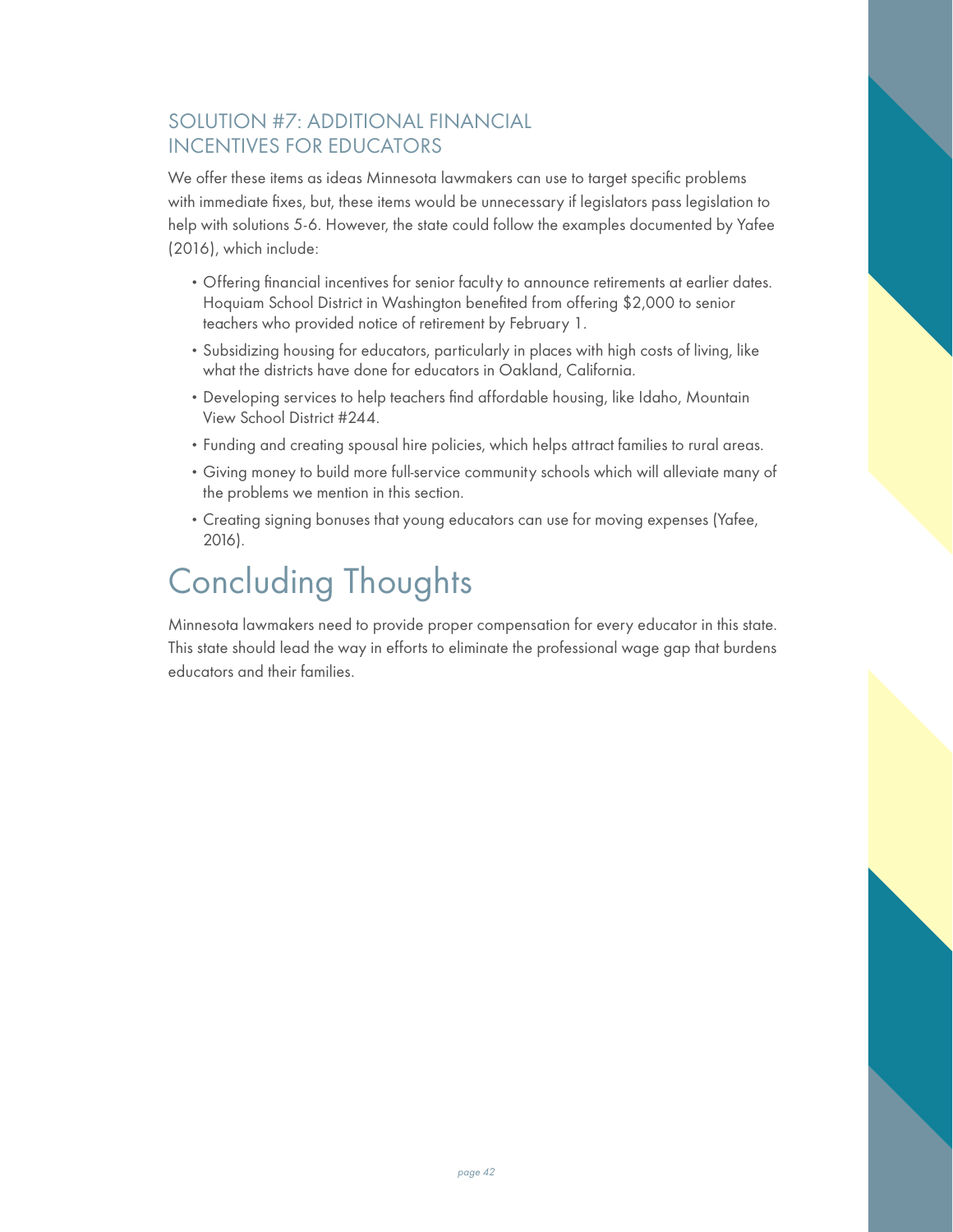### SOLUTION #7: ADDITIONAL FINANCIAL INCENTIVES FOR EDUCATORS

We offer these items as ideas Minnesota lawmakers can use to target specific problems with immediate fixes, but, these items would be unnecessary if legislators pass legislation to help with solutions 5-6. However, the state could follow the examples documented by Yafee (2016), which include:

- Offering financial incentives for senior faculty to announce retirements at earlier dates. Hoquiam School District in Washington benefited from offering $2,000 to senior teachers who provided notice of retirement by February 1.
- Subsidizing housing for educators, particularly in places with high costs of living, like what the districts have done for educators in Oakland, California.
- Developing services to help teachers find affordable housing, like Idaho, Mountain View School District #244.
- Funding and creating spousal hire policies, which helps attract families to rural areas.
- Giving money to build more full-service community schools which will alleviate many of the problems we mention in this section.
- Creating signing bonuses that young educators can use for moving expenses (Yafee, 2016).

# Concluding Thoughts

Minnesota lawmakers need to provide proper compensation for every educator in this state. This state should lead the way in efforts to eliminate the professional wage gap that burdens educators and their families.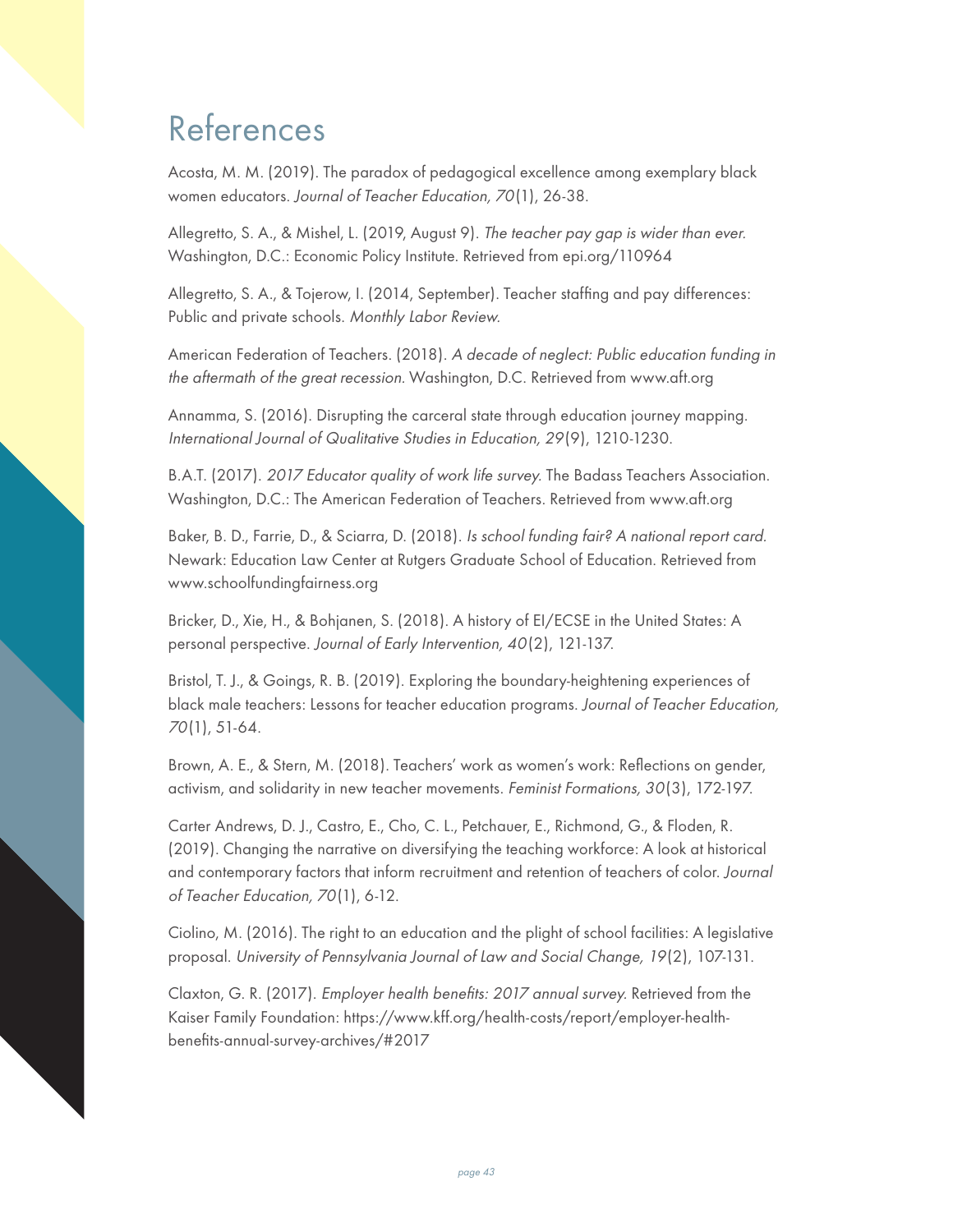# References

Acosta, M. M. (2019). The paradox of pedagogical excellence among exemplary black women educators. *Journal of Teacher Education, 70*(1), 26-38.

Allegretto, S. A., & Mishel, L. (2019, August 9). *The teacher pay gap is wider than ever.* Washington, D.C.: Economic Policy Institute. Retrieved from epi.org/110964

Allegretto, S. A., & Tojerow, I. (2014, September). Teacher staffing and pay differences: Public and private schools. *Monthly Labor Review.*

American Federation of Teachers. (2018). *A decade of neglect: Public education funding in the aftermath of the great recession.* Washington, D.C. Retrieved from www.aft.org

Annamma, S. (2016). Disrupting the carceral state through education journey mapping. *International Journal of Qualitative Studies in Education, 29*(9), 1210-1230.

B.A.T. (2017). *2017 Educator quality of work life survey.* The Badass Teachers Association. Washington, D.C.: The American Federation of Teachers. Retrieved from www.aft.org

Baker, B. D., Farrie, D., & Sciarra, D. (2018). *Is school funding fair? A national report card.* Newark: Education Law Center at Rutgers Graduate School of Education. Retrieved from www.schoolfundingfairness.org

Bricker, D., Xie, H., & Bohjanen, S. (2018). A history of EI/ECSE in the United States: A personal perspective. *Journal of Early Intervention, 40*(2), 121-137.

Bristol, T. J., & Goings, R. B. (2019). Exploring the boundary-heightening experiences of black male teachers: Lessons for teacher education programs. *Journal of Teacher Education, 70*(1), 51-64.

Brown, A. E., & Stern, M. (2018). Teachers' work as women's work: Reflections on gender, activism, and solidarity in new teacher movements. *Feminist Formations, 30*(3), 172-197.

Carter Andrews, D. J., Castro, E., Cho, C. L., Petchauer, E., Richmond, G., & Floden, R. (2019). Changing the narrative on diversifying the teaching workforce: A look at historical and contemporary factors that inform recruitment and retention of teachers of color. *Journal of Teacher Education, 70*(1), 6-12.

Ciolino, M. (2016). The right to an education and the plight of school facilities: A legislative proposal. *University of Pennsylvania Journal of Law and Social Change, 19*(2), 107-131.

Claxton, G. R. (2017). *Employer health benefits: 2017 annual survey.* Retrieved from the Kaiser Family Foundation: https://www.kff.org/health-costs/report/employer-health-benefits-annual-survey-archives/#2017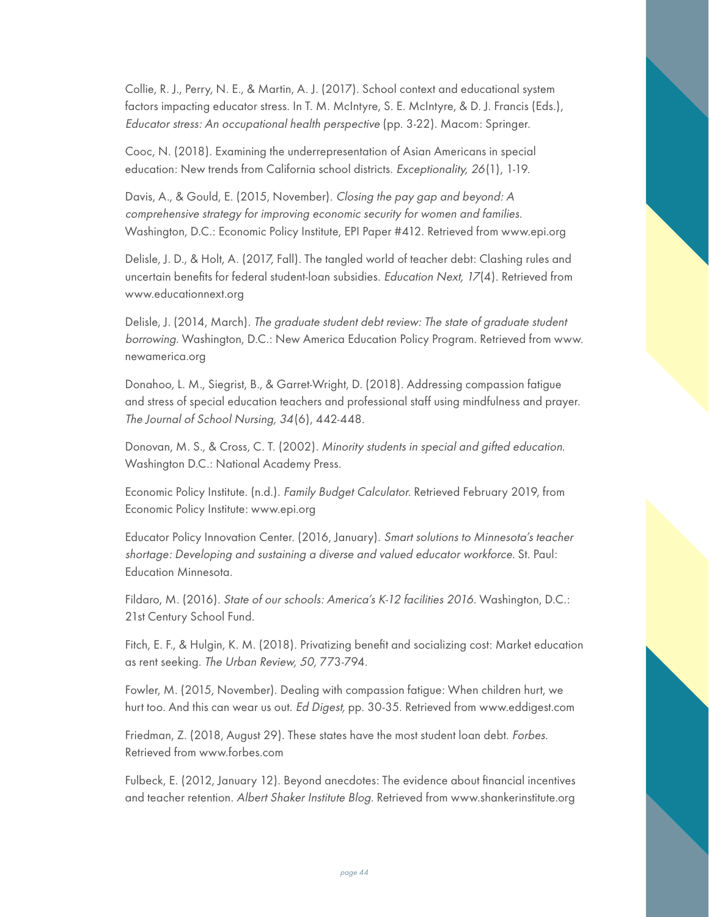Collie, R. J., Perry, N. E., & Martin, A. J. (2017). School context and educational system factors impacting educator stress. In T. M. McIntyre, S. E. McIntyre, & D. J. Francis (Eds.), *Educator stress: An occupational health perspective* (pp. 3-22). Macom: Springer.

Cooc, N. (2018). Examining the underrepresentation of Asian Americans in special education: New trends from California school districts. *Exceptionality, 26*(1), 1-19.

Davis, A., & Gould, E. (2015, November). *Closing the pay gap and beyond: A comprehensive strategy for improving economic security for women and families.* Washington, D.C.: Economic Policy Institute, EPI Paper #412. Retrieved from www.epi.org

Delisle, J. D., & Holt, A. (2017, Fall). The tangled world of teacher debt: Clashing rules and uncertain benefits for federal student-loan subsidies. *Education Next, 17*(4). Retrieved from www.educationnext.org

Delisle, J. (2014, March). *The graduate student debt review: The state of graduate student borrowing.* Washington, D.C.: New America Education Policy Program. Retrieved from www.newamerica.org

Donahoo, L. M., Siegrist, B., & Garret-Wright, D. (2018). Addressing compassion fatigue and stress of special education teachers and professional staff using mindfulness and prayer. *The Journal of School Nursing, 34*(6), 442-448.

Donovan, M. S., & Cross, C. T. (2002). *Minority students in special and gifted education.* Washington D.C.: National Academy Press.

Economic Policy Institute. (n.d.). *Family Budget Calculator.* Retrieved February 2019, from Economic Policy Institute: www.epi.org

Educator Policy Innovation Center. (2016, January). *Smart solutions to Minnesota's teacher shortage: Developing and sustaining a diverse and valued educator workforce.* St. Paul: Education Minnesota.

Fildaro, M. (2016). *State of our schools: America's K-12 facilities 2016.* Washington, D.C.: 21st Century School Fund.

Fitch, E. F., & Hulgin, K. M. (2018). Privatizing benefit and socializing cost: Market education as rent seeking. *The Urban Review, 50,* 773-794.

Fowler, M. (2015, November). Dealing with compassion fatigue: When children hurt, we hurt too. And this can wear us out. *Ed Digest,* pp. 30-35. Retrieved from www.eddigest.com

Friedman, Z. (2018, August 29). These states have the most student loan debt. *Forbes.* Retrieved from www.forbes.com

Fulbeck, E. (2012, January 12). Beyond anecdotes: The evidence about financial incentives and teacher retention. *Albert Shaker Institute Blog.* Retrieved from www.shankerinstitute.org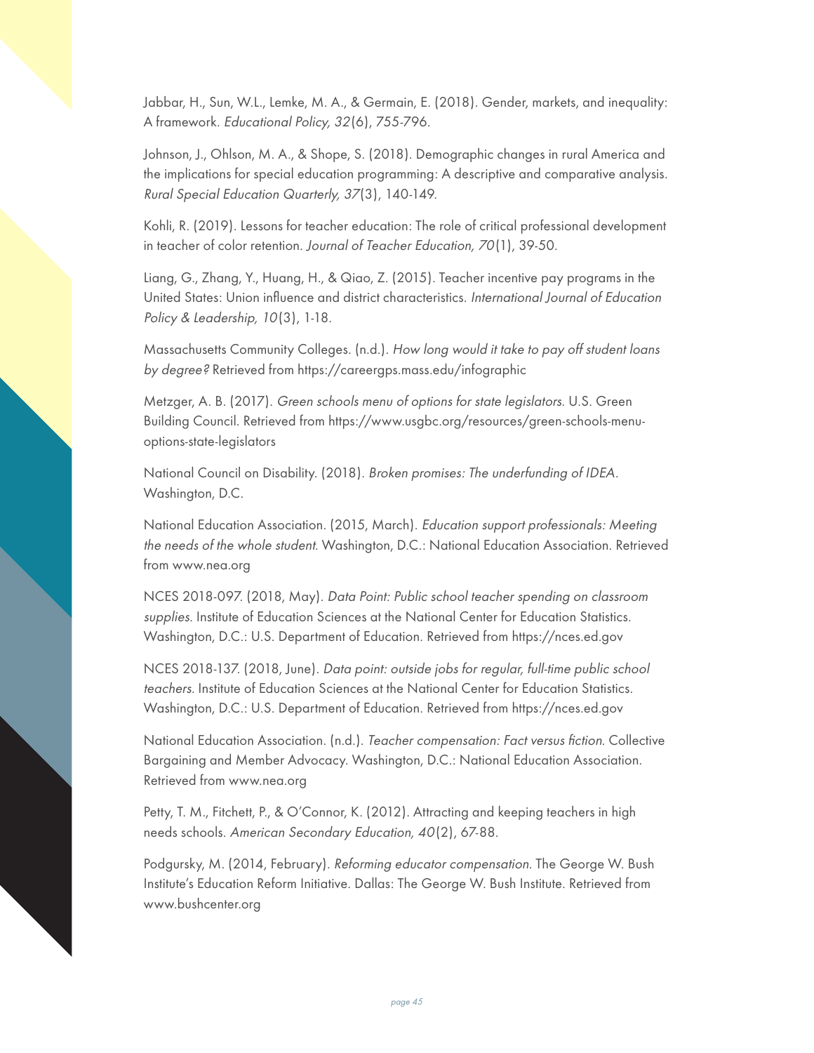Jabbar, H., Sun, W.L., Lemke, M. A., & Germain, E. (2018). Gender, markets, and inequality: A framework. *Educational Policy, 32*(6), 755-796.

Johnson, J., Ohlson, M. A., & Shope, S. (2018). Demographic changes in rural America and the implications for special education programming: A descriptive and comparative analysis. *Rural Special Education Quarterly, 37*(3), 140-149.

Kohli, R. (2019). Lessons for teacher education: The role of critical professional development in teacher of color retention. *Journal of Teacher Education, 70*(1), 39-50.

Liang, G., Zhang, Y., Huang, H., & Qiao, Z. (2015). Teacher incentive pay programs in the United States: Union influence and district characteristics. *International Journal of Education Policy & Leadership, 10*(3), 1-18.

Massachusetts Community Colleges. (n.d.). *How long would it take to pay off student loans by degree?* Retrieved from https://careergps.mass.edu/infographic

Metzger, A. B. (2017). *Green schools menu of options for state legislators.* U.S. Green Building Council. Retrieved from https://www.usgbc.org/resources/green-schools-menu-options-state-legislators

National Council on Disability. (2018). *Broken promises: The underfunding of IDEA.* Washington, D.C.

National Education Association. (2015, March). *Education support professionals: Meeting the needs of the whole student.* Washington, D.C.: National Education Association. Retrieved from www.nea.org

NCES 2018-097. (2018, May). *Data Point: Public school teacher spending on classroom supplies.* Institute of Education Sciences at the National Center for Education Statistics. Washington, D.C.: U.S. Department of Education. Retrieved from https://nces.ed.gov

NCES 2018-137. (2018, June). *Data point: outside jobs for regular, full-time public school teachers.* Institute of Education Sciences at the National Center for Education Statistics. Washington, D.C.: U.S. Department of Education. Retrieved from https://nces.ed.gov

National Education Association. (n.d.). *Teacher compensation: Fact versus fiction.* Collective Bargaining and Member Advocacy. Washington, D.C.: National Education Association. Retrieved from www.nea.org

Petty, T. M., Fitchett, P., & O'Connor, K. (2012). Attracting and keeping teachers in high needs schools. *American Secondary Education, 40*(2), 67-88.

Podgursky, M. (2014, February). *Reforming educator compensation.* The George W. Bush Institute's Education Reform Initiative. Dallas: The George W. Bush Institute. Retrieved from www.bushcenter.org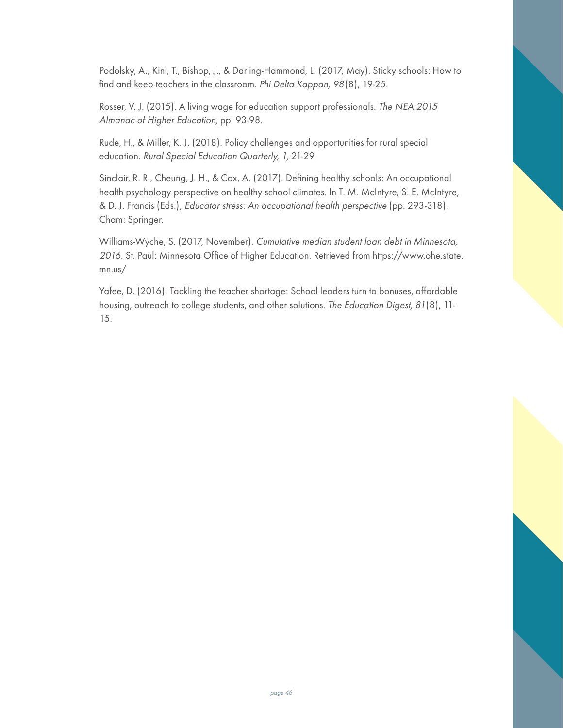Podolsky, A., Kini, T., Bishop, J., & Darling-Hammond, L. (2017, May). Sticky schools: How to find and keep teachers in the classroom. *Phi Delta Kappan, 98*(8), 19-25.

Rosser, V. J. (2015). A living wage for education support professionals. *The NEA 2015 Almanac of Higher Education,* pp. 93-98.

Rude, H., & Miller, K. J. (2018). Policy challenges and opportunities for rural special education. *Rural Special Education Quarterly, 1,* 21-29.

Sinclair, R. R., Cheung, J. H., & Cox, A. (2017). Defining healthy schools: An occupational health psychology perspective on healthy school climates. In T. M. McIntyre, S. E. McIntyre, & D. J. Francis (Eds.), *Educator stress: An occupational health perspective* (pp. 293-318). Cham: Springer.

Williams-Wyche, S. (2017, November). *Cumulative median student loan debt in Minnesota, 2016.* St. Paul: Minnesota Office of Higher Education. Retrieved from https://www.ohe.state.mn.us/

Yafee, D. (2016). Tackling the teacher shortage: School leaders turn to bonuses, affordable housing, outreach to college students, and other solutions. *The Education Digest, 81*(8), 11-15.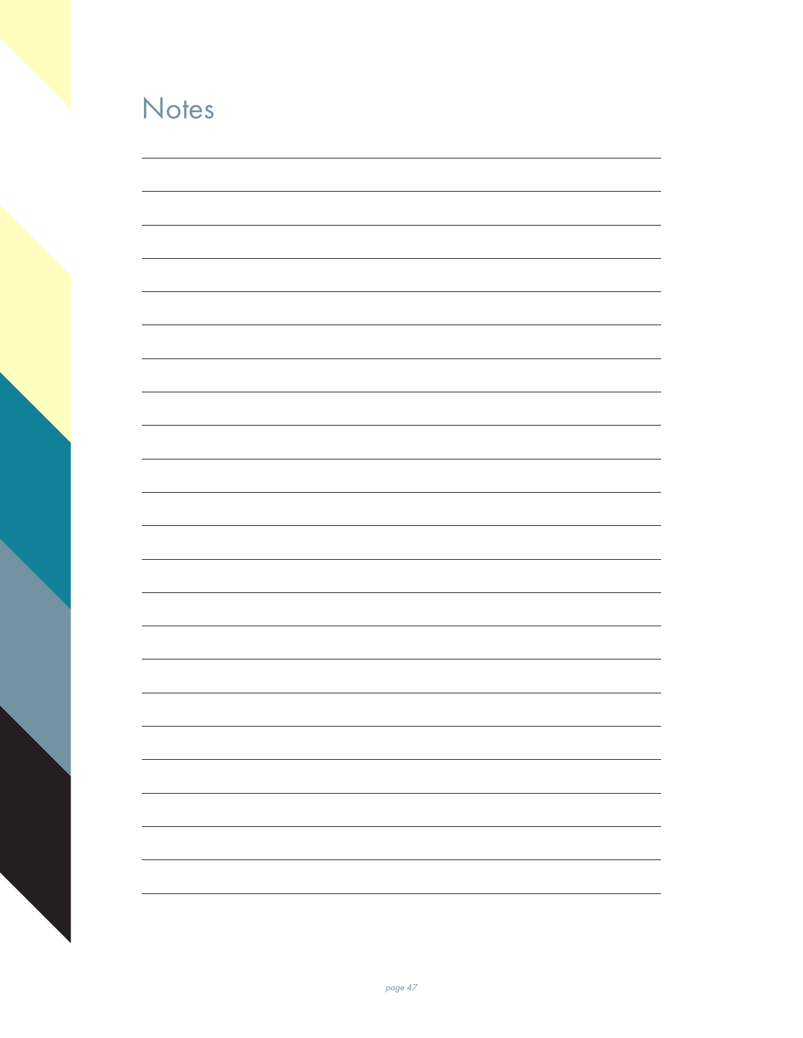# Notes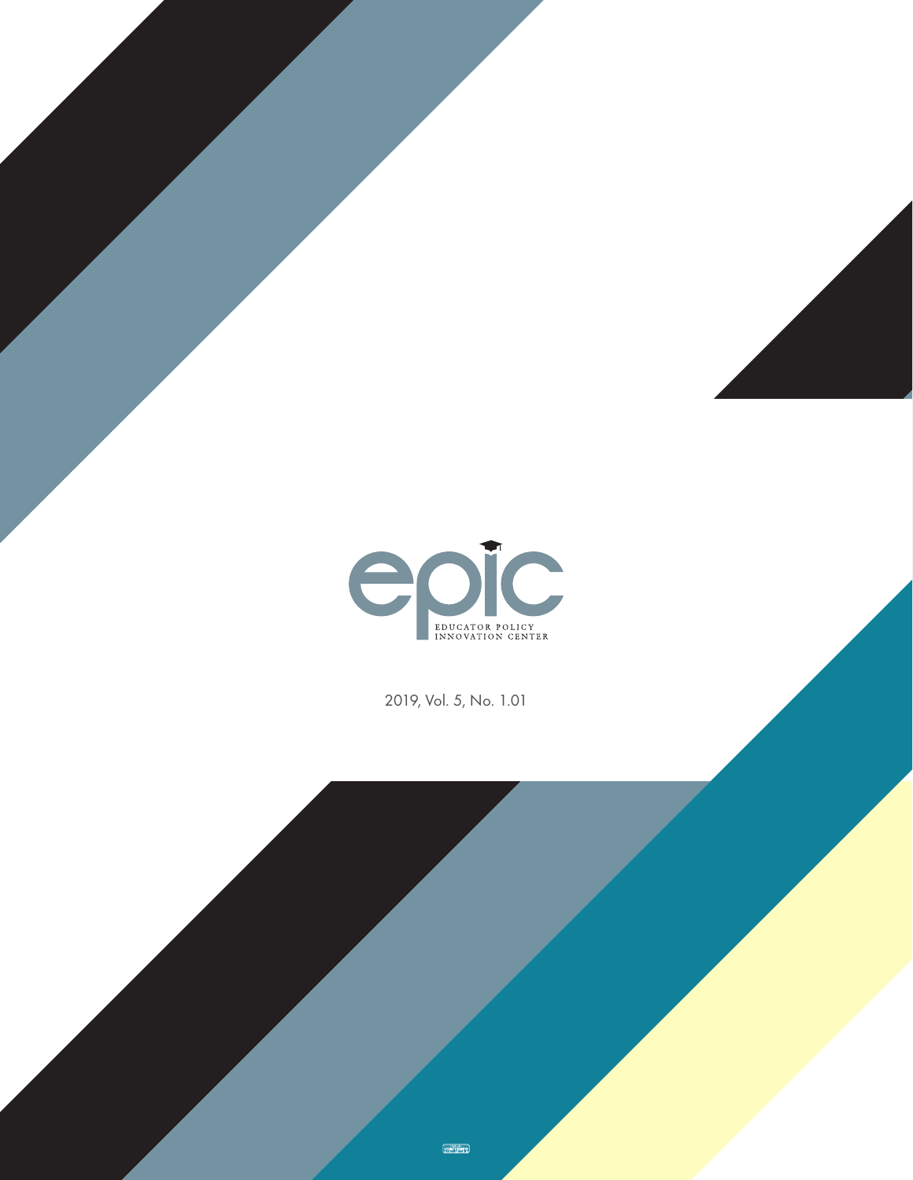epic

EDUCATOR POLICY
INNOVATION CENTER

2019, Vol. 5, No. 1.01